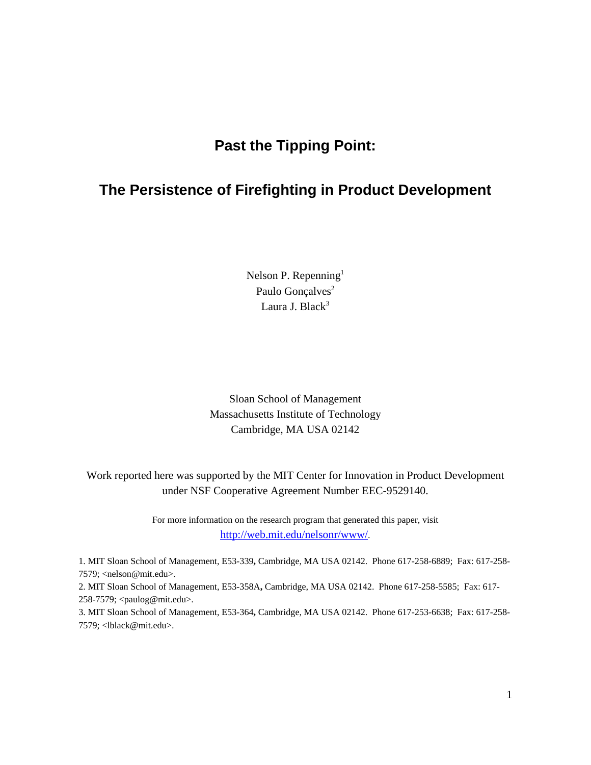# Past the Tipping Point:

# The Persistence of Firefighting in Product Development

Nelson P. Repenning[1]
Paulo Gonçalves[2]
Laura J. Black[3]

Sloan School of Management
Massachusetts Institute of Technology
Cambridge, MA USA 02142

Work reported here was supported by the MIT Center for Innovation in Product Development under NSF Cooperative Agreement Number EEC-9529140.

For more information on the research program that generated this paper, visit
http://web.mit.edu/nelsonr/www/.

1. MIT Sloan School of Management, E53-339**,** Cambridge, MA USA 02142. Phone 617-258-6889; Fax: 617-258-7579; <nelson@mit.edu>.

2. MIT Sloan School of Management, E53-358A**,** Cambridge, MA USA 02142. Phone 617-258-5585; Fax: 617-258-7579; <paulog@mit.edu>.

3. MIT Sloan School of Management, E53-364**,** Cambridge, MA USA 02142. Phone 617-253-6638; Fax: 617-258-7579; <lblack@mit.edu>.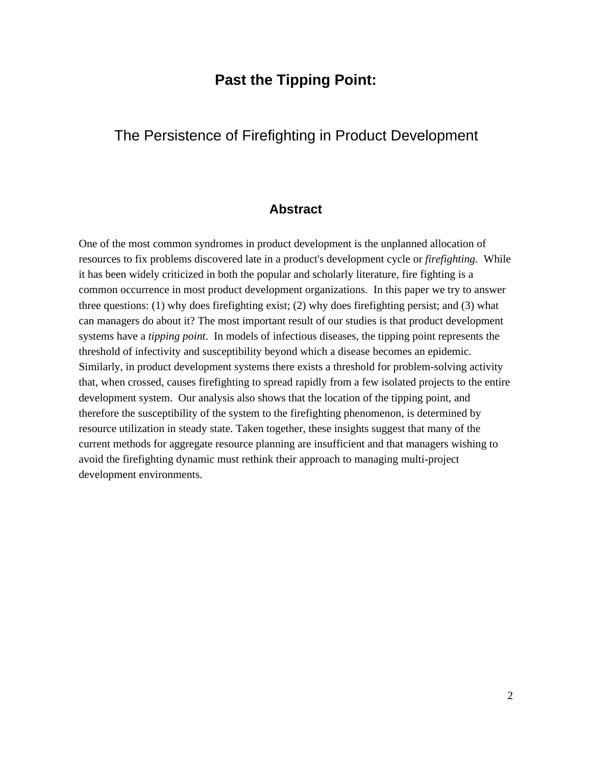# Past the Tipping Point:

## The Persistence of Firefighting in Product Development

### Abstract

One of the most common syndromes in product development is the unplanned allocation of resources to fix problems discovered late in a product's development cycle or *firefighting.* While it has been widely criticized in both the popular and scholarly literature, fire fighting is a common occurrence in most product development organizations. In this paper we try to answer three questions: (1) why does firefighting exist; (2) why does firefighting persist; and (3) what can managers do about it? The most important result of our studies is that product development systems have a *tipping point*. In models of infectious diseases, the tipping point represents the threshold of infectivity and susceptibility beyond which a disease becomes an epidemic. Similarly, in product development systems there exists a threshold for problem-solving activity that, when crossed, causes firefighting to spread rapidly from a few isolated projects to the entire development system. Our analysis also shows that the location of the tipping point, and therefore the susceptibility of the system to the firefighting phenomenon, is determined by resource utilization in steady state. Taken together, these insights suggest that many of the current methods for aggregate resource planning are insufficient and that managers wishing to avoid the firefighting dynamic must rethink their approach to managing multi-project development environments.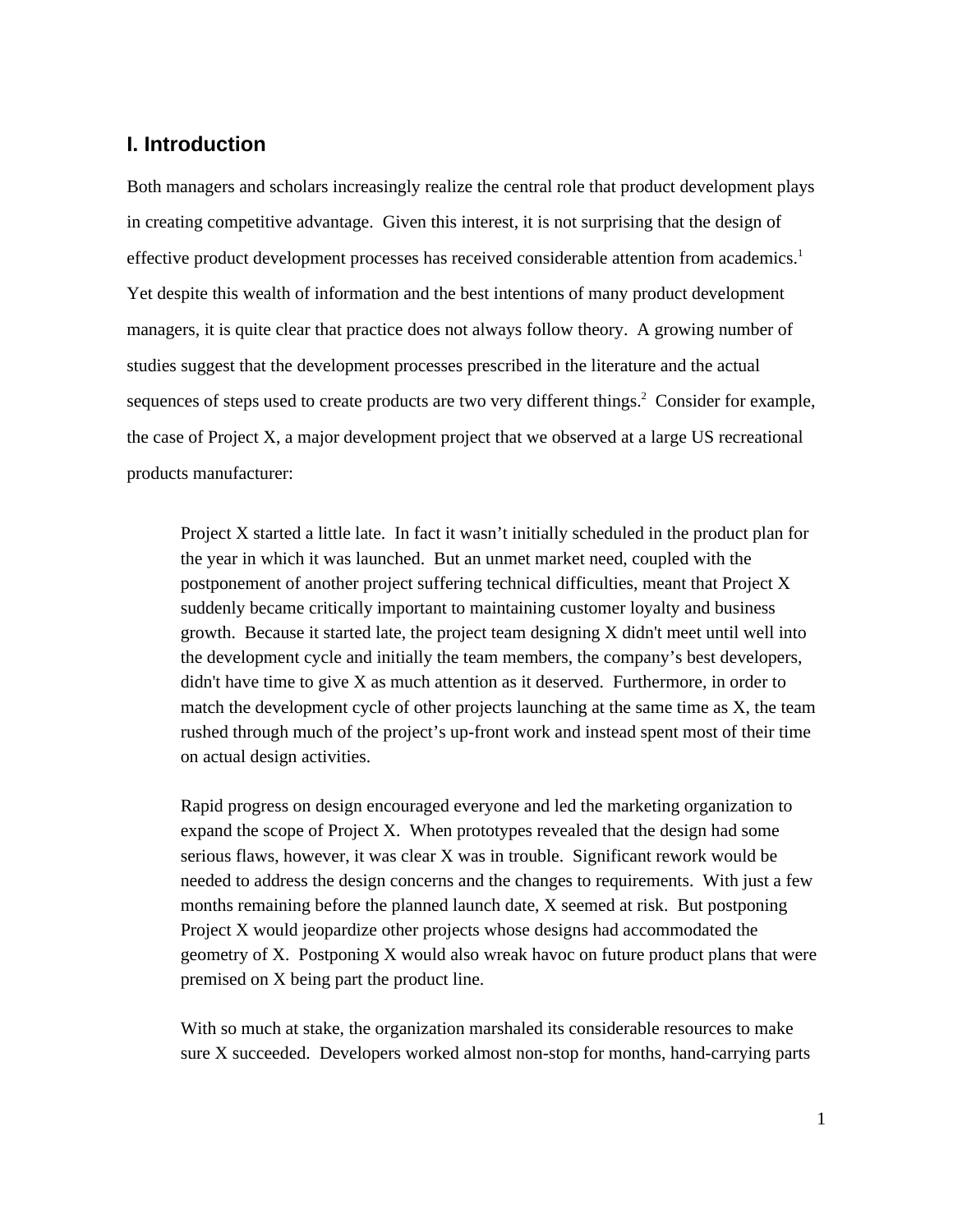## I. Introduction

Both managers and scholars increasingly realize the central role that product development plays in creating competitive advantage. Given this interest, it is not surprising that the design of effective product development processes has received considerable attention from academics.[1] Yet despite this wealth of information and the best intentions of many product development managers, it is quite clear that practice does not always follow theory. A growing number of studies suggest that the development processes prescribed in the literature and the actual sequences of steps used to create products are two very different things.[2] Consider for example, the case of Project X, a major development project that we observed at a large US recreational products manufacturer:

> Project X started a little late. In fact it wasn't initially scheduled in the product plan for the year in which it was launched. But an unmet market need, coupled with the postponement of another project suffering technical difficulties, meant that Project X suddenly became critically important to maintaining customer loyalty and business growth. Because it started late, the project team designing X didn't meet until well into the development cycle and initially the team members, the company's best developers, didn't have time to give X as much attention as it deserved. Furthermore, in order to match the development cycle of other projects launching at the same time as X, the team rushed through much of the project's up-front work and instead spent most of their time on actual design activities.
>
> Rapid progress on design encouraged everyone and led the marketing organization to expand the scope of Project X. When prototypes revealed that the design had some serious flaws, however, it was clear X was in trouble. Significant rework would be needed to address the design concerns and the changes to requirements. With just a few months remaining before the planned launch date, X seemed at risk. But postponing Project X would jeopardize other projects whose designs had accommodated the geometry of X. Postponing X would also wreak havoc on future product plans that were premised on X being part the product line.
>
> With so much at stake, the organization marshaled its considerable resources to make sure X succeeded. Developers worked almost non-stop for months, hand-carrying parts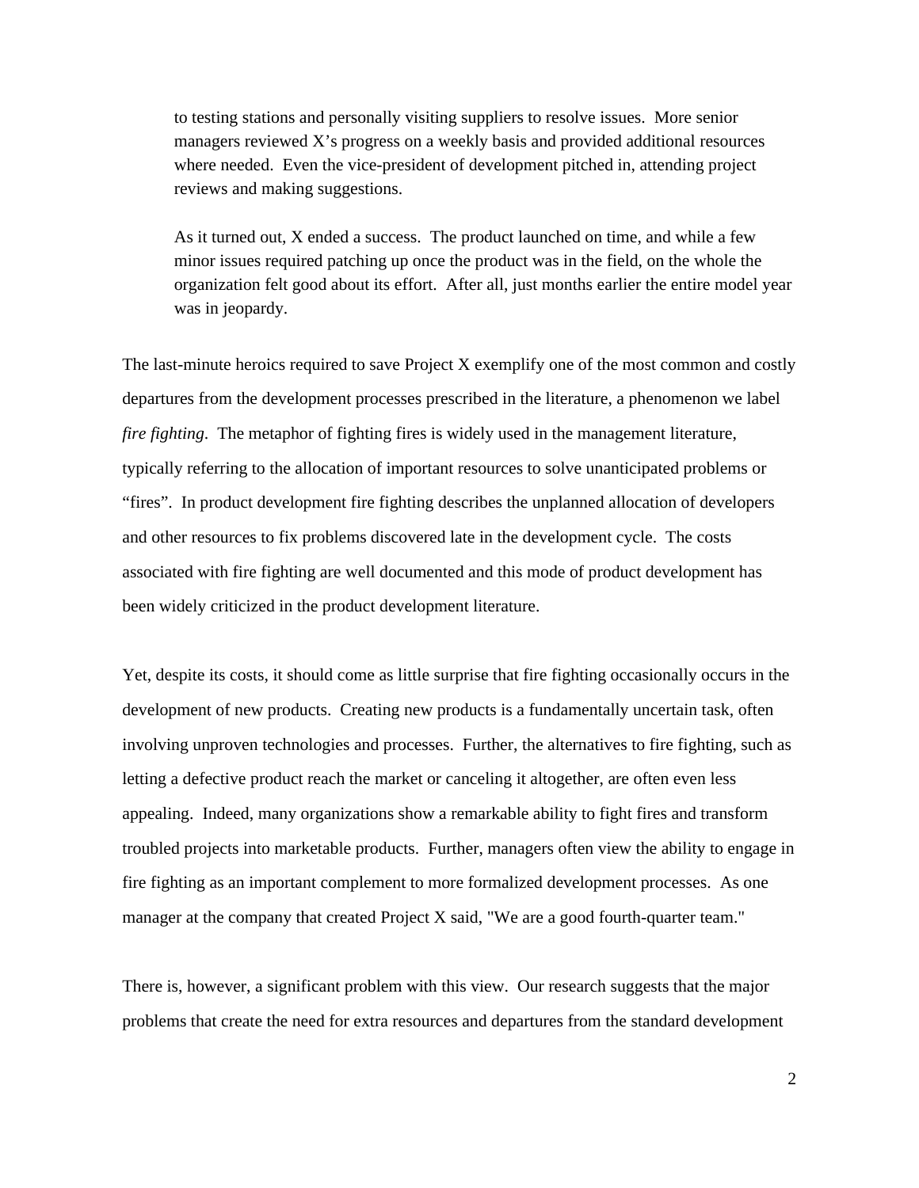> to testing stations and personally visiting suppliers to resolve issues. More senior managers reviewed X's progress on a weekly basis and provided additional resources where needed. Even the vice-president of development pitched in, attending project reviews and making suggestions.
>
> As it turned out, X ended a success. The product launched on time, and while a few minor issues required patching up once the product was in the field, on the whole the organization felt good about its effort. After all, just months earlier the entire model year was in jeopardy.

The last-minute heroics required to save Project X exemplify one of the most common and costly departures from the development processes prescribed in the literature, a phenomenon we label *fire fighting*. The metaphor of fighting fires is widely used in the management literature, typically referring to the allocation of important resources to solve unanticipated problems or "fires". In product development fire fighting describes the unplanned allocation of developers and other resources to fix problems discovered late in the development cycle. The costs associated with fire fighting are well documented and this mode of product development has been widely criticized in the product development literature.

Yet, despite its costs, it should come as little surprise that fire fighting occasionally occurs in the development of new products. Creating new products is a fundamentally uncertain task, often involving unproven technologies and processes. Further, the alternatives to fire fighting, such as letting a defective product reach the market or canceling it altogether, are often even less appealing. Indeed, many organizations show a remarkable ability to fight fires and transform troubled projects into marketable products. Further, managers often view the ability to engage in fire fighting as an important complement to more formalized development processes. As one manager at the company that created Project X said, "We are a good fourth-quarter team."

There is, however, a significant problem with this view. Our research suggests that the major problems that create the need for extra resources and departures from the standard development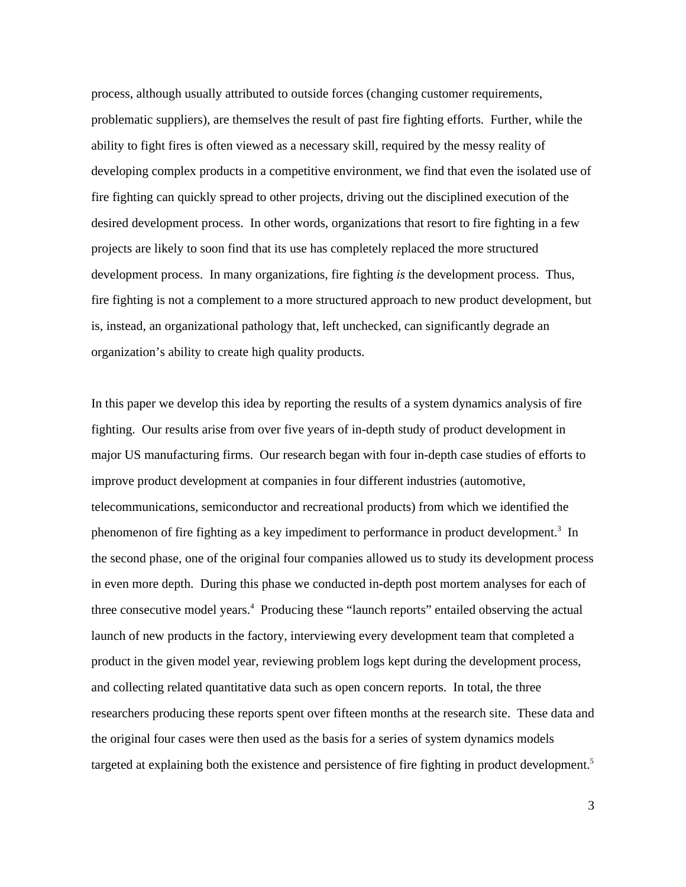process, although usually attributed to outside forces (changing customer requirements, problematic suppliers), are themselves the result of past fire fighting efforts. Further, while the ability to fight fires is often viewed as a necessary skill, required by the messy reality of developing complex products in a competitive environment, we find that even the isolated use of fire fighting can quickly spread to other projects, driving out the disciplined execution of the desired development process. In other words, organizations that resort to fire fighting in a few projects are likely to soon find that its use has completely replaced the more structured development process. In many organizations, fire fighting *is* the development process. Thus, fire fighting is not a complement to a more structured approach to new product development, but is, instead, an organizational pathology that, left unchecked, can significantly degrade an organization's ability to create high quality products.

In this paper we develop this idea by reporting the results of a system dynamics analysis of fire fighting. Our results arise from over five years of in-depth study of product development in major US manufacturing firms. Our research began with four in-depth case studies of efforts to improve product development at companies in four different industries (automotive, telecommunications, semiconductor and recreational products) from which we identified the phenomenon of fire fighting as a key impediment to performance in product development.[3] In the second phase, one of the original four companies allowed us to study its development process in even more depth. During this phase we conducted in-depth post mortem analyses for each of three consecutive model years.[4] Producing these "launch reports" entailed observing the actual launch of new products in the factory, interviewing every development team that completed a product in the given model year, reviewing problem logs kept during the development process, and collecting related quantitative data such as open concern reports. In total, the three researchers producing these reports spent over fifteen months at the research site. These data and the original four cases were then used as the basis for a series of system dynamics models targeted at explaining both the existence and persistence of fire fighting in product development.[5]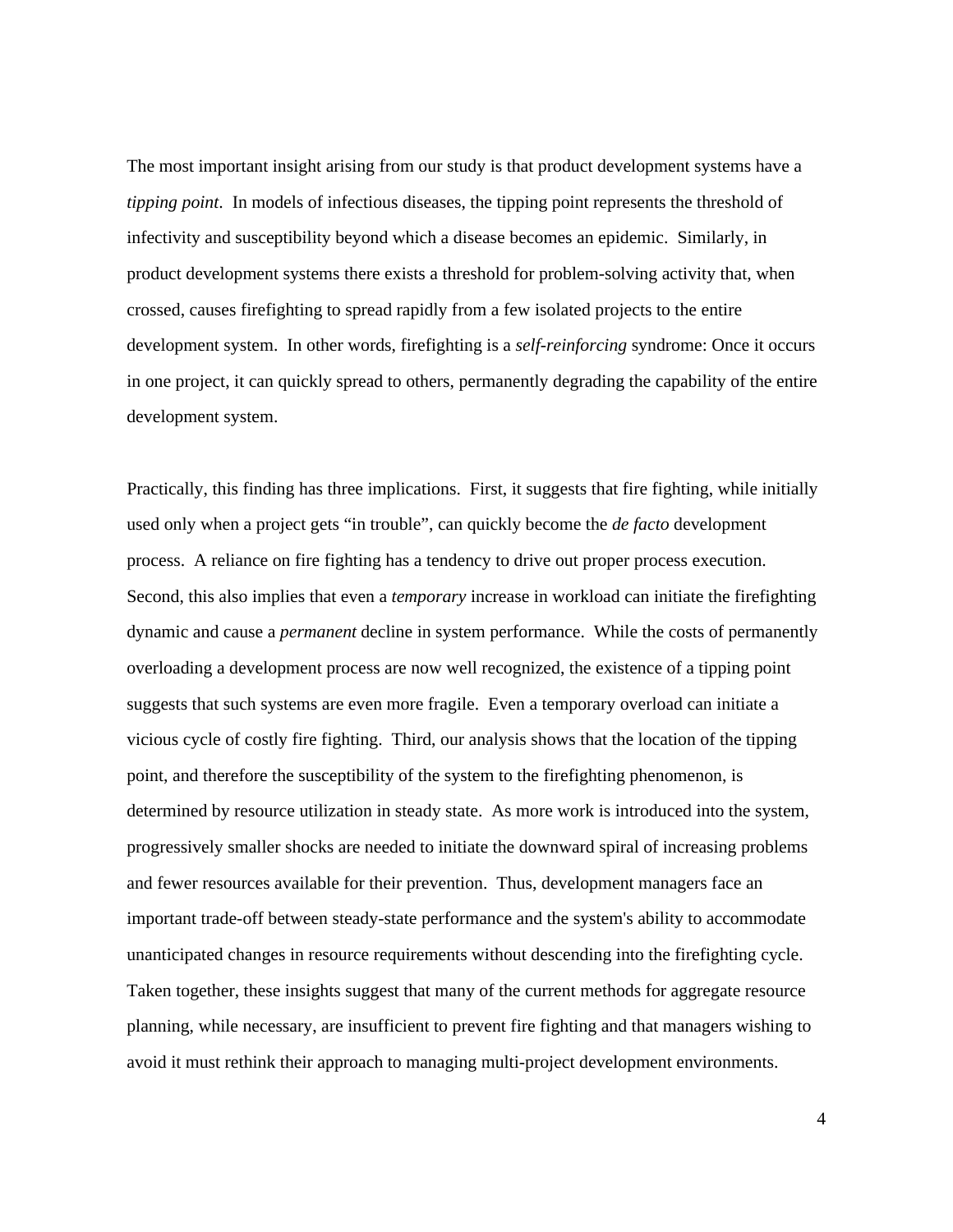The most important insight arising from our study is that product development systems have a *tipping point*. In models of infectious diseases, the tipping point represents the threshold of infectivity and susceptibility beyond which a disease becomes an epidemic. Similarly, in product development systems there exists a threshold for problem-solving activity that, when crossed, causes firefighting to spread rapidly from a few isolated projects to the entire development system. In other words, firefighting is a *self-reinforcing* syndrome: Once it occurs in one project, it can quickly spread to others, permanently degrading the capability of the entire development system.

Practically, this finding has three implications. First, it suggests that fire fighting, while initially used only when a project gets "in trouble", can quickly become the *de facto* development process. A reliance on fire fighting has a tendency to drive out proper process execution. Second, this also implies that even a *temporary* increase in workload can initiate the firefighting dynamic and cause a *permanent* decline in system performance. While the costs of permanently overloading a development process are now well recognized, the existence of a tipping point suggests that such systems are even more fragile. Even a temporary overload can initiate a vicious cycle of costly fire fighting. Third, our analysis shows that the location of the tipping point, and therefore the susceptibility of the system to the firefighting phenomenon, is determined by resource utilization in steady state. As more work is introduced into the system, progressively smaller shocks are needed to initiate the downward spiral of increasing problems and fewer resources available for their prevention. Thus, development managers face an important trade-off between steady-state performance and the system's ability to accommodate unanticipated changes in resource requirements without descending into the firefighting cycle. Taken together, these insights suggest that many of the current methods for aggregate resource planning, while necessary, are insufficient to prevent fire fighting and that managers wishing to avoid it must rethink their approach to managing multi-project development environments.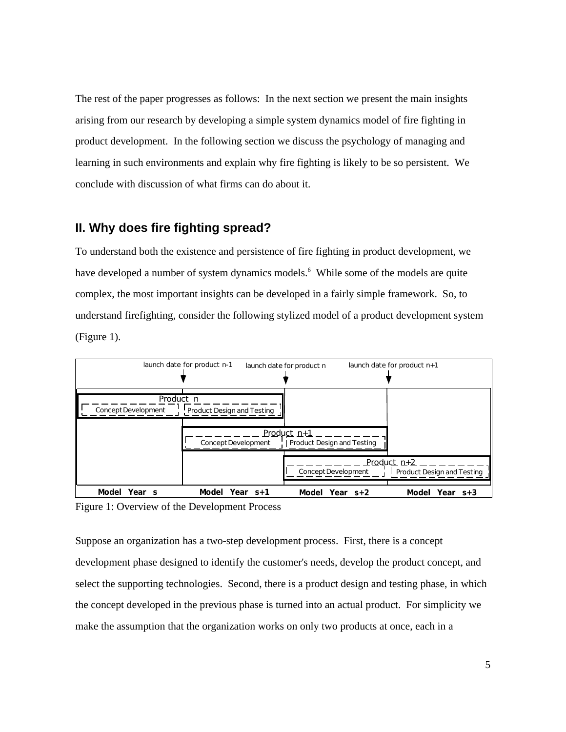The rest of the paper progresses as follows: In the next section we present the main insights arising from our research by developing a simple system dynamics model of fire fighting in product development. In the following section we discuss the psychology of managing and learning in such environments and explain why fire fighting is likely to be so persistent. We conclude with discussion of what firms can do about it.

## II. Why does fire fighting spread?

To understand both the existence and persistence of fire fighting in product development, we have developed a number of system dynamics models.[6] While some of the models are quite complex, the most important insights can be developed in a fairly simple framework. So, to understand firefighting, consider the following stylized model of a product development system (Figure 1).

Figure 1: Overview of the Development Process

Suppose an organization has a two-step development process. First, there is a concept development phase designed to identify the customer's needs, develop the product concept, and select the supporting technologies. Second, there is a product design and testing phase, in which the concept developed in the previous phase is turned into an actual product. For simplicity we make the assumption that the organization works on only two products at once, each in a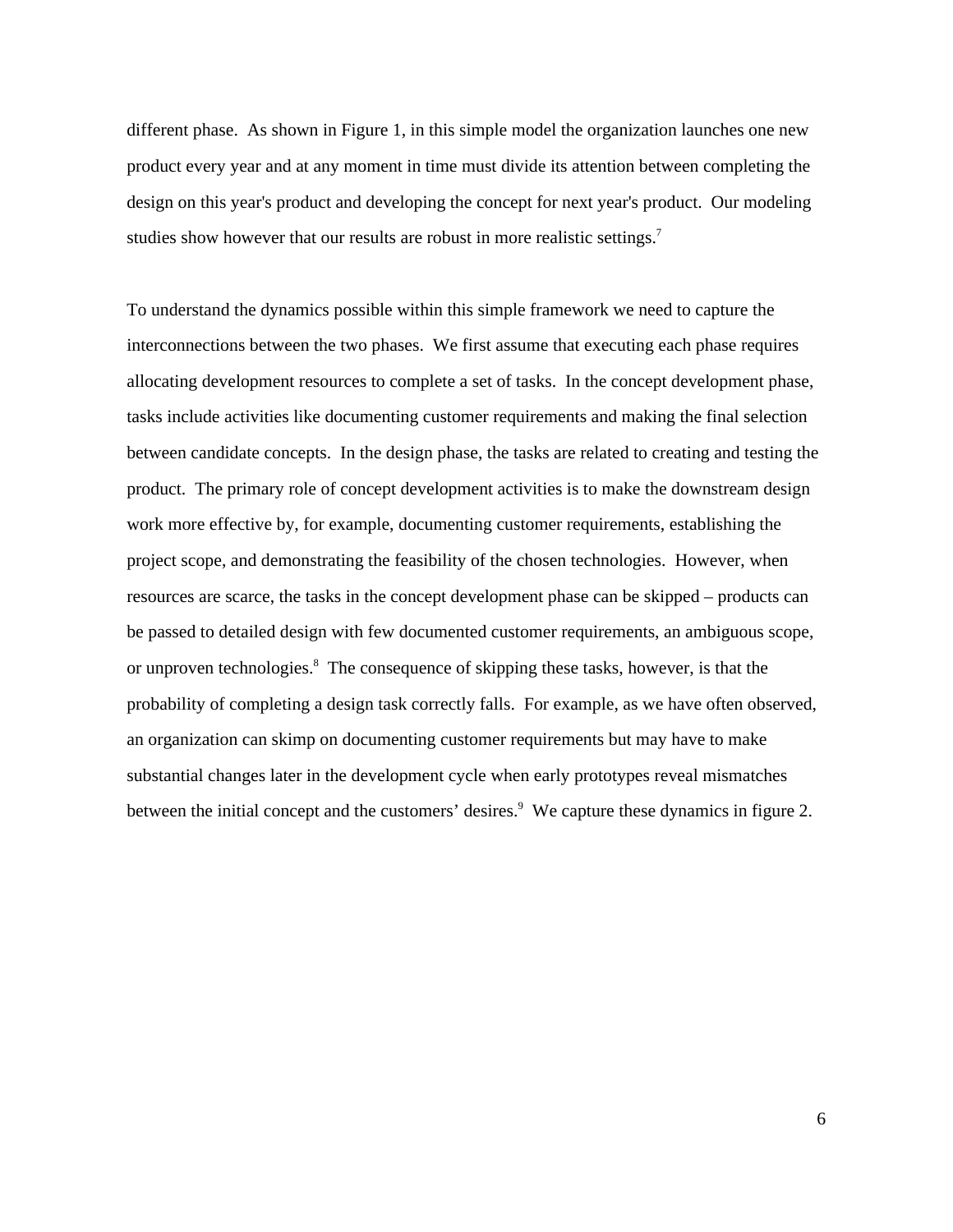different phase. As shown in Figure 1, in this simple model the organization launches one new product every year and at any moment in time must divide its attention between completing the design on this year's product and developing the concept for next year's product. Our modeling studies show however that our results are robust in more realistic settings.[7]

To understand the dynamics possible within this simple framework we need to capture the interconnections between the two phases. We first assume that executing each phase requires allocating development resources to complete a set of tasks. In the concept development phase, tasks include activities like documenting customer requirements and making the final selection between candidate concepts. In the design phase, the tasks are related to creating and testing the product. The primary role of concept development activities is to make the downstream design work more effective by, for example, documenting customer requirements, establishing the project scope, and demonstrating the feasibility of the chosen technologies. However, when resources are scarce, the tasks in the concept development phase can be skipped – products can be passed to detailed design with few documented customer requirements, an ambiguous scope, or unproven technologies.[8] The consequence of skipping these tasks, however, is that the probability of completing a design task correctly falls. For example, as we have often observed, an organization can skimp on documenting customer requirements but may have to make substantial changes later in the development cycle when early prototypes reveal mismatches between the initial concept and the customers' desires.[9] We capture these dynamics in figure 2.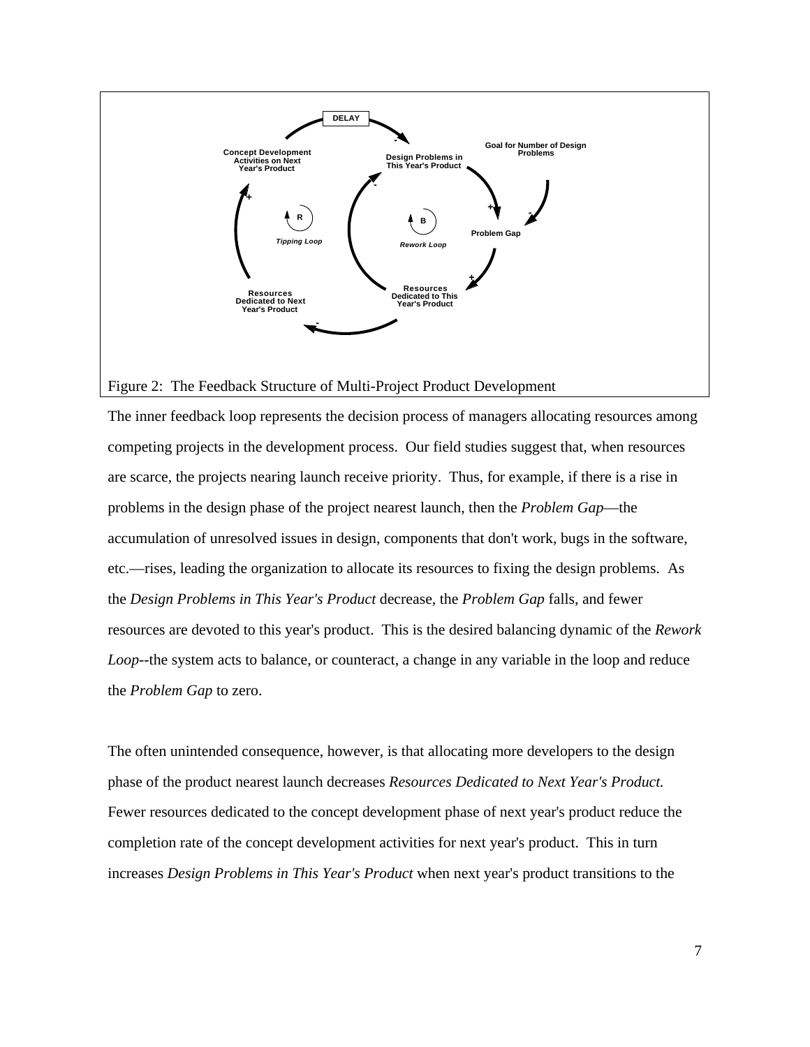Figure 2: The Feedback Structure of Multi-Project Product Development

The inner feedback loop represents the decision process of managers allocating resources among competing projects in the development process. Our field studies suggest that, when resources are scarce, the projects nearing launch receive priority. Thus, for example, if there is a rise in problems in the design phase of the project nearest launch, then the *Problem Gap*—the accumulation of unresolved issues in design, components that don't work, bugs in the software, etc.—rises, leading the organization to allocate its resources to fixing the design problems. As the *Design Problems in This Year's Product* decrease, the *Problem Gap* falls, and fewer resources are devoted to this year's product. This is the desired balancing dynamic of the *Rework Loop*--the system acts to balance, or counteract, a change in any variable in the loop and reduce the *Problem Gap* to zero.

The often unintended consequence, however, is that allocating more developers to the design phase of the product nearest launch decreases *Resources Dedicated to Next Year's Product.* Fewer resources dedicated to the concept development phase of next year's product reduce the completion rate of the concept development activities for next year's product. This in turn increases *Design Problems in This Year's Product* when next year's product transitions to the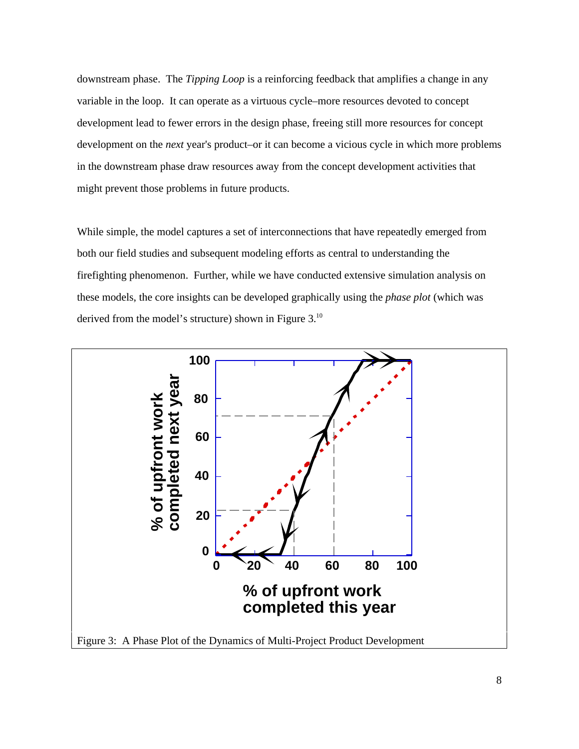downstream phase. The *Tipping Loop* is a reinforcing feedback that amplifies a change in any variable in the loop. It can operate as a virtuous cycle–more resources devoted to concept development lead to fewer errors in the design phase, freeing still more resources for concept development on the *next* year's product–or it can become a vicious cycle in which more problems in the downstream phase draw resources away from the concept development activities that might prevent those problems in future products.

While simple, the model captures a set of interconnections that have repeatedly emerged from both our field studies and subsequent modeling efforts as central to understanding the firefighting phenomenon. Further, while we have conducted extensive simulation analysis on these models, the core insights can be developed graphically using the *phase plot* (which was derived from the model's structure) shown in Figure 3.[10]

Figure 3: A Phase Plot of the Dynamics of Multi-Project Product Development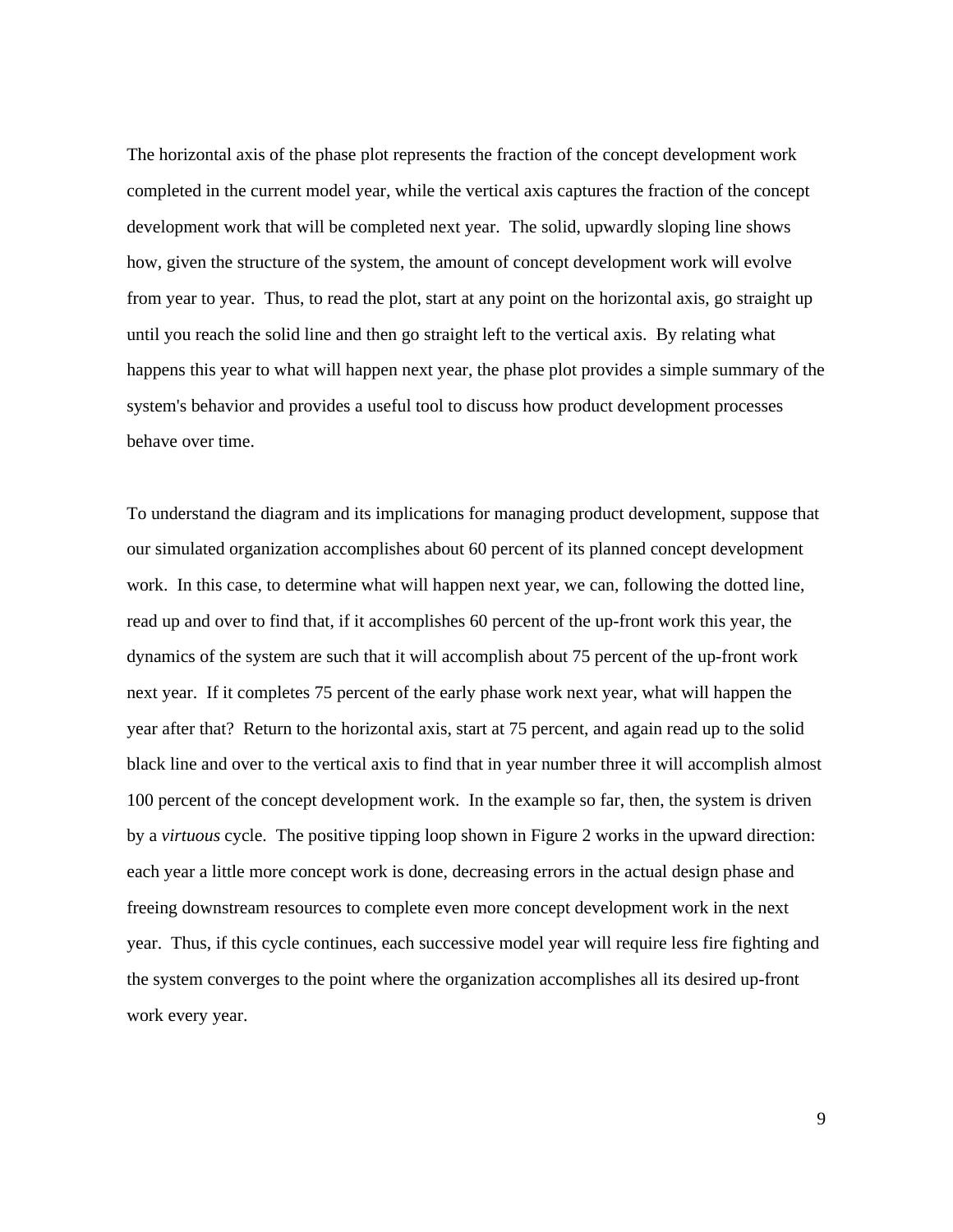The horizontal axis of the phase plot represents the fraction of the concept development work completed in the current model year, while the vertical axis captures the fraction of the concept development work that will be completed next year. The solid, upwardly sloping line shows how, given the structure of the system, the amount of concept development work will evolve from year to year. Thus, to read the plot, start at any point on the horizontal axis, go straight up until you reach the solid line and then go straight left to the vertical axis. By relating what happens this year to what will happen next year, the phase plot provides a simple summary of the system's behavior and provides a useful tool to discuss how product development processes behave over time.

To understand the diagram and its implications for managing product development, suppose that our simulated organization accomplishes about 60 percent of its planned concept development work. In this case, to determine what will happen next year, we can, following the dotted line, read up and over to find that, if it accomplishes 60 percent of the up-front work this year, the dynamics of the system are such that it will accomplish about 75 percent of the up-front work next year. If it completes 75 percent of the early phase work next year, what will happen the year after that? Return to the horizontal axis, start at 75 percent, and again read up to the solid black line and over to the vertical axis to find that in year number three it will accomplish almost 100 percent of the concept development work. In the example so far, then, the system is driven by a *virtuous* cycle. The positive tipping loop shown in Figure 2 works in the upward direction: each year a little more concept work is done, decreasing errors in the actual design phase and freeing downstream resources to complete even more concept development work in the next year. Thus, if this cycle continues, each successive model year will require less fire fighting and the system converges to the point where the organization accomplishes all its desired up-front work every year.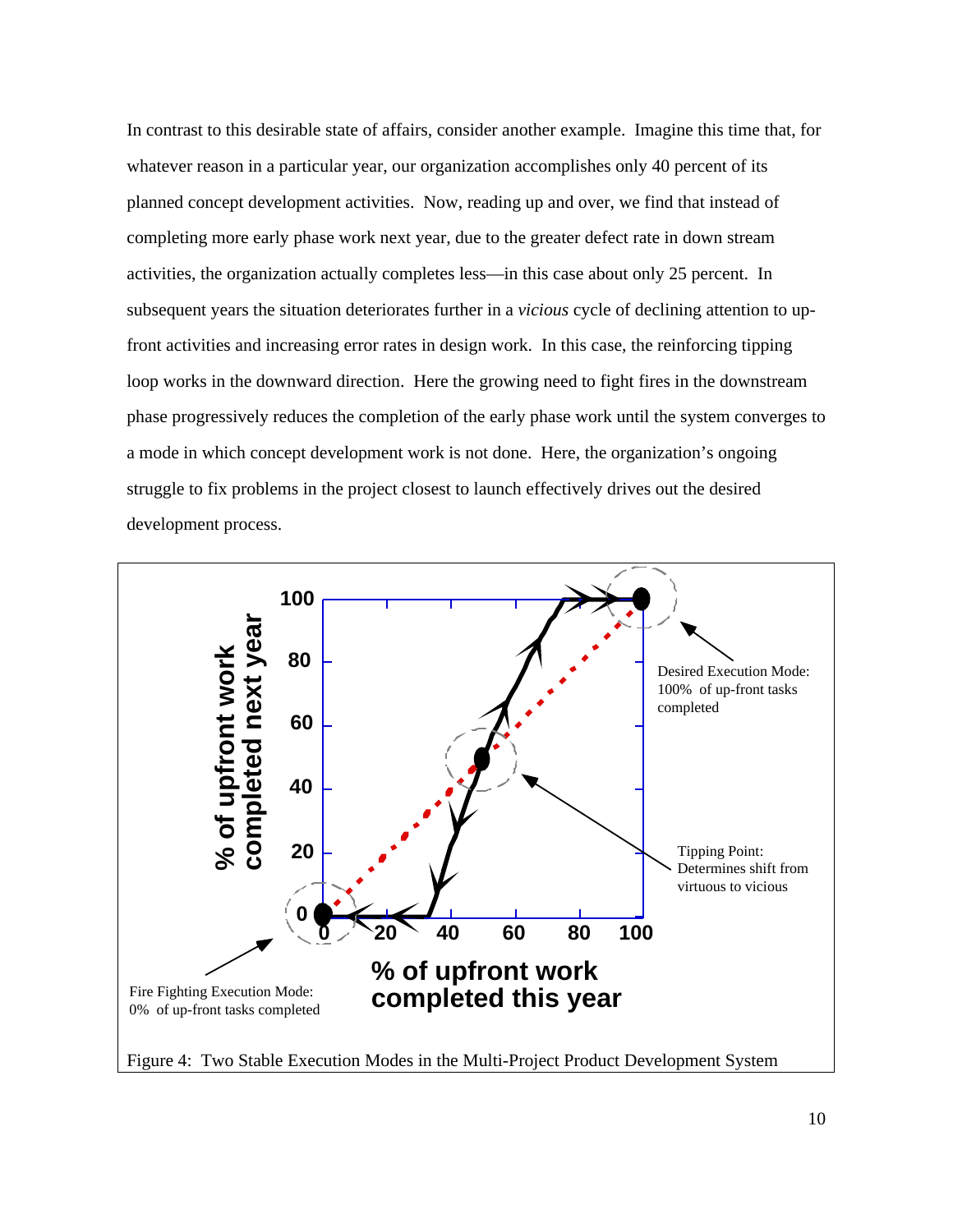In contrast to this desirable state of affairs, consider another example. Imagine this time that, for whatever reason in a particular year, our organization accomplishes only 40 percent of its planned concept development activities. Now, reading up and over, we find that instead of completing more early phase work next year, due to the greater defect rate in down stream activities, the organization actually completes less—in this case about only 25 percent. In subsequent years the situation deteriorates further in a *vicious* cycle of declining attention to up-front activities and increasing error rates in design work. In this case, the reinforcing tipping loop works in the downward direction. Here the growing need to fight fires in the downstream phase progressively reduces the completion of the early phase work until the system converges to a mode in which concept development work is not done. Here, the organization's ongoing struggle to fix problems in the project closest to launch effectively drives out the desired development process.

Figure 4: Two Stable Execution Modes in the Multi-Project Product Development System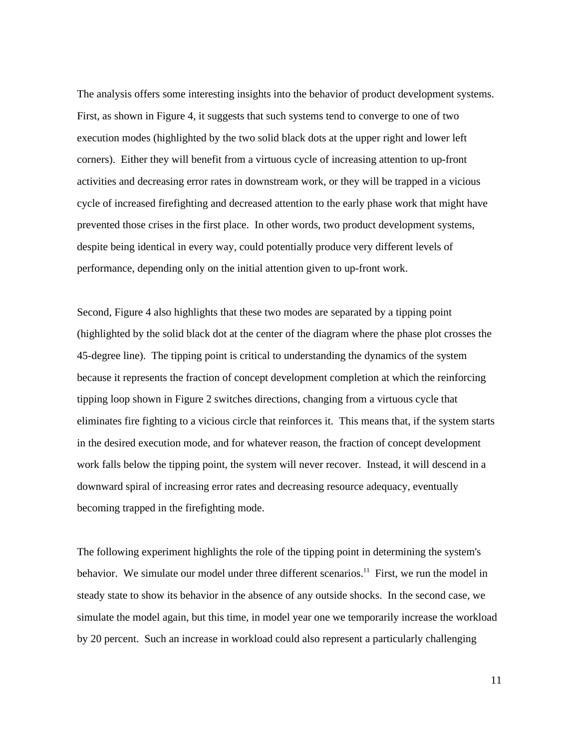The analysis offers some interesting insights into the behavior of product development systems. First, as shown in Figure 4, it suggests that such systems tend to converge to one of two execution modes (highlighted by the two solid black dots at the upper right and lower left corners). Either they will benefit from a virtuous cycle of increasing attention to up-front activities and decreasing error rates in downstream work, or they will be trapped in a vicious cycle of increased firefighting and decreased attention to the early phase work that might have prevented those crises in the first place. In other words, two product development systems, despite being identical in every way, could potentially produce very different levels of performance, depending only on the initial attention given to up-front work.

Second, Figure 4 also highlights that these two modes are separated by a tipping point (highlighted by the solid black dot at the center of the diagram where the phase plot crosses the 45-degree line). The tipping point is critical to understanding the dynamics of the system because it represents the fraction of concept development completion at which the reinforcing tipping loop shown in Figure 2 switches directions, changing from a virtuous cycle that eliminates fire fighting to a vicious circle that reinforces it. This means that, if the system starts in the desired execution mode, and for whatever reason, the fraction of concept development work falls below the tipping point, the system will never recover. Instead, it will descend in a downward spiral of increasing error rates and decreasing resource adequacy, eventually becoming trapped in the firefighting mode.

The following experiment highlights the role of the tipping point in determining the system's behavior. We simulate our model under three different scenarios.[11] First, we run the model in steady state to show its behavior in the absence of any outside shocks. In the second case, we simulate the model again, but this time, in model year one we temporarily increase the workload by 20 percent. Such an increase in workload could also represent a particularly challenging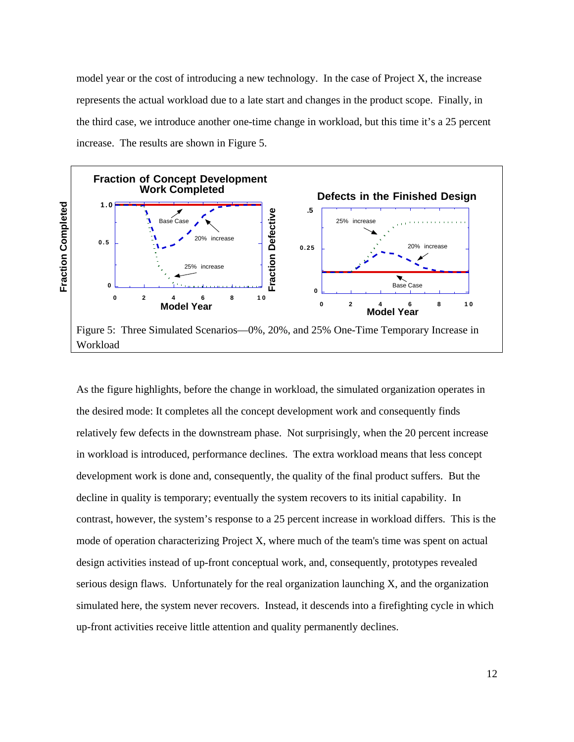model year or the cost of introducing a new technology. In the case of Project X, the increase represents the actual workload due to a late start and changes in the product scope. Finally, in the third case, we introduce another one-time change in workload, but this time it's a 25 percent increase. The results are shown in Figure 5.

Figure 5: Three Simulated Scenarios—0%, 20%, and 25% One-Time Temporary Increase in Workload

As the figure highlights, before the change in workload, the simulated organization operates in the desired mode: It completes all the concept development work and consequently finds relatively few defects in the downstream phase. Not surprisingly, when the 20 percent increase in workload is introduced, performance declines. The extra workload means that less concept development work is done and, consequently, the quality of the final product suffers. But the decline in quality is temporary; eventually the system recovers to its initial capability. In contrast, however, the system's response to a 25 percent increase in workload differs. This is the mode of operation characterizing Project X, where much of the team's time was spent on actual design activities instead of up-front conceptual work, and, consequently, prototypes revealed serious design flaws. Unfortunately for the real organization launching X, and the organization simulated here, the system never recovers. Instead, it descends into a firefighting cycle in which up-front activities receive little attention and quality permanently declines.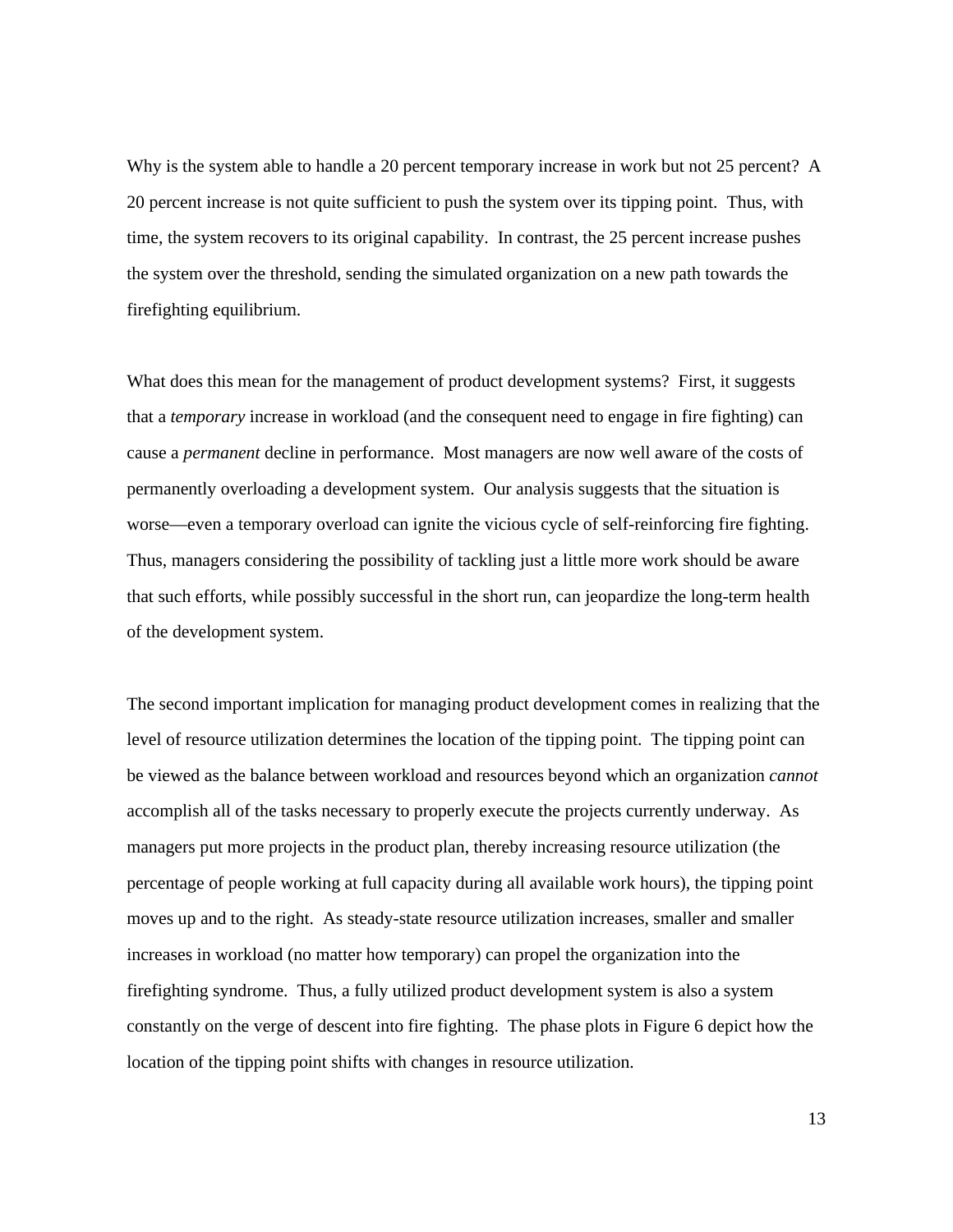Why is the system able to handle a 20 percent temporary increase in work but not 25 percent? A 20 percent increase is not quite sufficient to push the system over its tipping point. Thus, with time, the system recovers to its original capability. In contrast, the 25 percent increase pushes the system over the threshold, sending the simulated organization on a new path towards the firefighting equilibrium.

What does this mean for the management of product development systems? First, it suggests that a *temporary* increase in workload (and the consequent need to engage in fire fighting) can cause a *permanent* decline in performance. Most managers are now well aware of the costs of permanently overloading a development system. Our analysis suggests that the situation is worse—even a temporary overload can ignite the vicious cycle of self-reinforcing fire fighting. Thus, managers considering the possibility of tackling just a little more work should be aware that such efforts, while possibly successful in the short run, can jeopardize the long-term health of the development system.

The second important implication for managing product development comes in realizing that the level of resource utilization determines the location of the tipping point. The tipping point can be viewed as the balance between workload and resources beyond which an organization *cannot* accomplish all of the tasks necessary to properly execute the projects currently underway. As managers put more projects in the product plan, thereby increasing resource utilization (the percentage of people working at full capacity during all available work hours), the tipping point moves up and to the right. As steady-state resource utilization increases, smaller and smaller increases in workload (no matter how temporary) can propel the organization into the firefighting syndrome. Thus, a fully utilized product development system is also a system constantly on the verge of descent into fire fighting. The phase plots in Figure 6 depict how the location of the tipping point shifts with changes in resource utilization.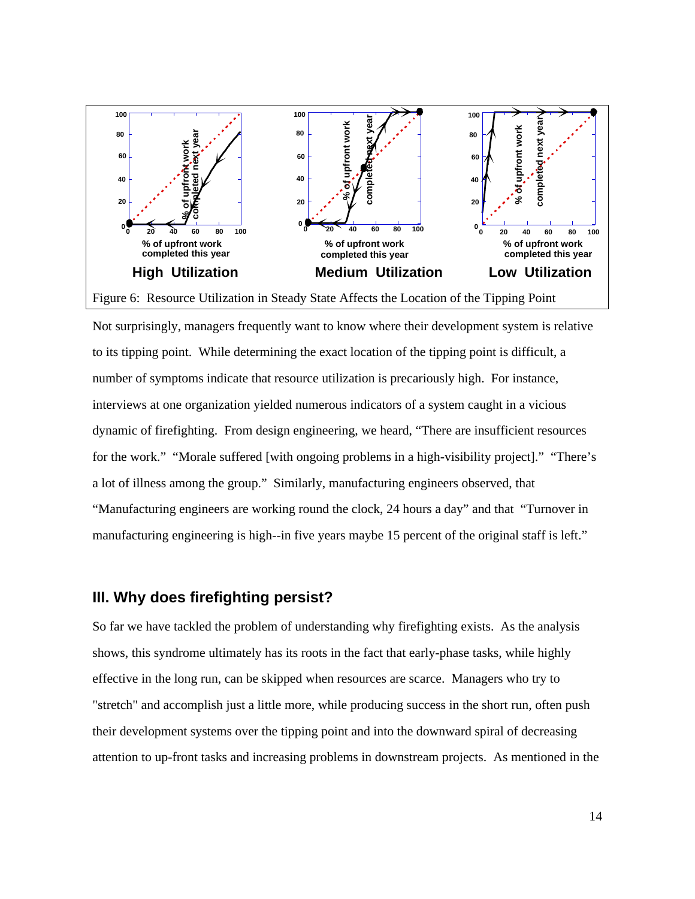Figure 6: Resource Utilization in Steady State Affects the Location of the Tipping Point

Not surprisingly, managers frequently want to know where their development system is relative to its tipping point. While determining the exact location of the tipping point is difficult, a number of symptoms indicate that resource utilization is precariously high. For instance, interviews at one organization yielded numerous indicators of a system caught in a vicious dynamic of firefighting. From design engineering, we heard, "There are insufficient resources for the work." "Morale suffered [with ongoing problems in a high-visibility project]." "There's a lot of illness among the group." Similarly, manufacturing engineers observed, that "Manufacturing engineers are working round the clock, 24 hours a day" and that "Turnover in manufacturing engineering is high--in five years maybe 15 percent of the original staff is left."

## III. Why does firefighting persist?

So far we have tackled the problem of understanding why firefighting exists. As the analysis shows, this syndrome ultimately has its roots in the fact that early-phase tasks, while highly effective in the long run, can be skipped when resources are scarce. Managers who try to "stretch" and accomplish just a little more, while producing success in the short run, often push their development systems over the tipping point and into the downward spiral of decreasing attention to up-front tasks and increasing problems in downstream projects. As mentioned in the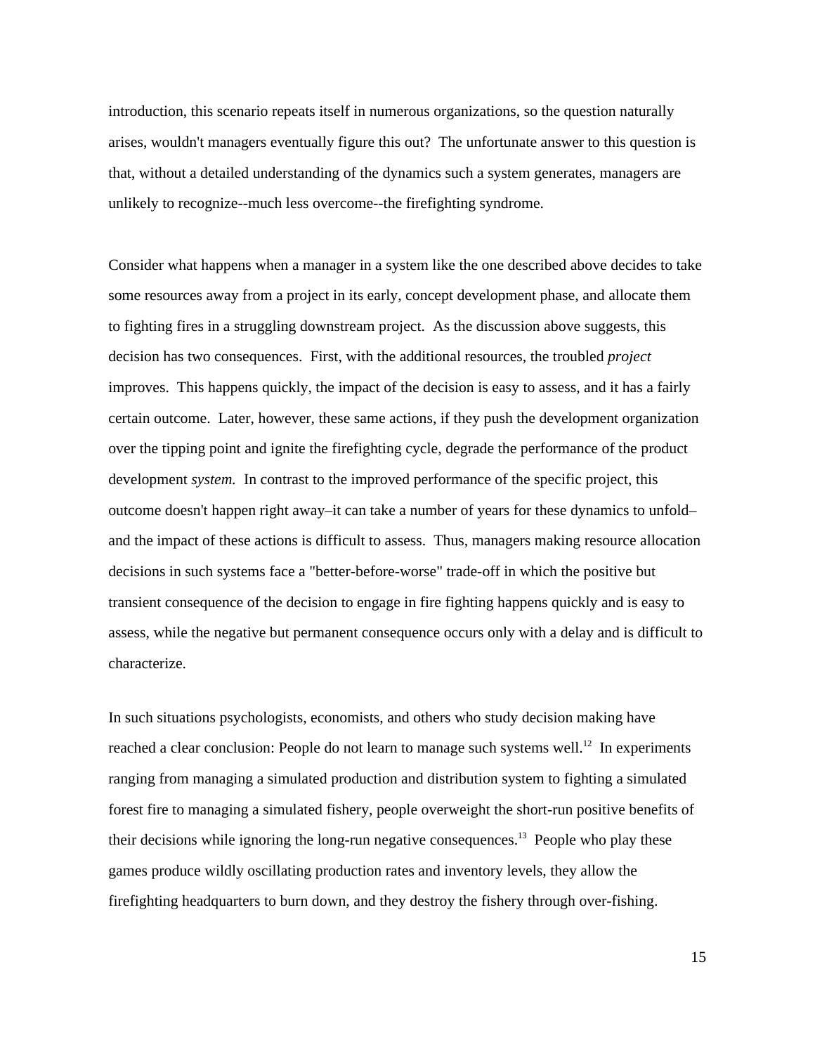introduction, this scenario repeats itself in numerous organizations, so the question naturally arises, wouldn't managers eventually figure this out? The unfortunate answer to this question is that, without a detailed understanding of the dynamics such a system generates, managers are unlikely to recognize--much less overcome--the firefighting syndrome.

Consider what happens when a manager in a system like the one described above decides to take some resources away from a project in its early, concept development phase, and allocate them to fighting fires in a struggling downstream project. As the discussion above suggests, this decision has two consequences. First, with the additional resources, the troubled *project* improves. This happens quickly, the impact of the decision is easy to assess, and it has a fairly certain outcome. Later, however, these same actions, if they push the development organization over the tipping point and ignite the firefighting cycle, degrade the performance of the product development *system.* In contrast to the improved performance of the specific project, this outcome doesn't happen right away–it can take a number of years for these dynamics to unfold– and the impact of these actions is difficult to assess. Thus, managers making resource allocation decisions in such systems face a "better-before-worse" trade-off in which the positive but transient consequence of the decision to engage in fire fighting happens quickly and is easy to assess, while the negative but permanent consequence occurs only with a delay and is difficult to characterize.

In such situations psychologists, economists, and others who study decision making have reached a clear conclusion: People do not learn to manage such systems well.[12] In experiments ranging from managing a simulated production and distribution system to fighting a simulated forest fire to managing a simulated fishery, people overweight the short-run positive benefits of their decisions while ignoring the long-run negative consequences.[13] People who play these games produce wildly oscillating production rates and inventory levels, they allow the firefighting headquarters to burn down, and they destroy the fishery through over-fishing.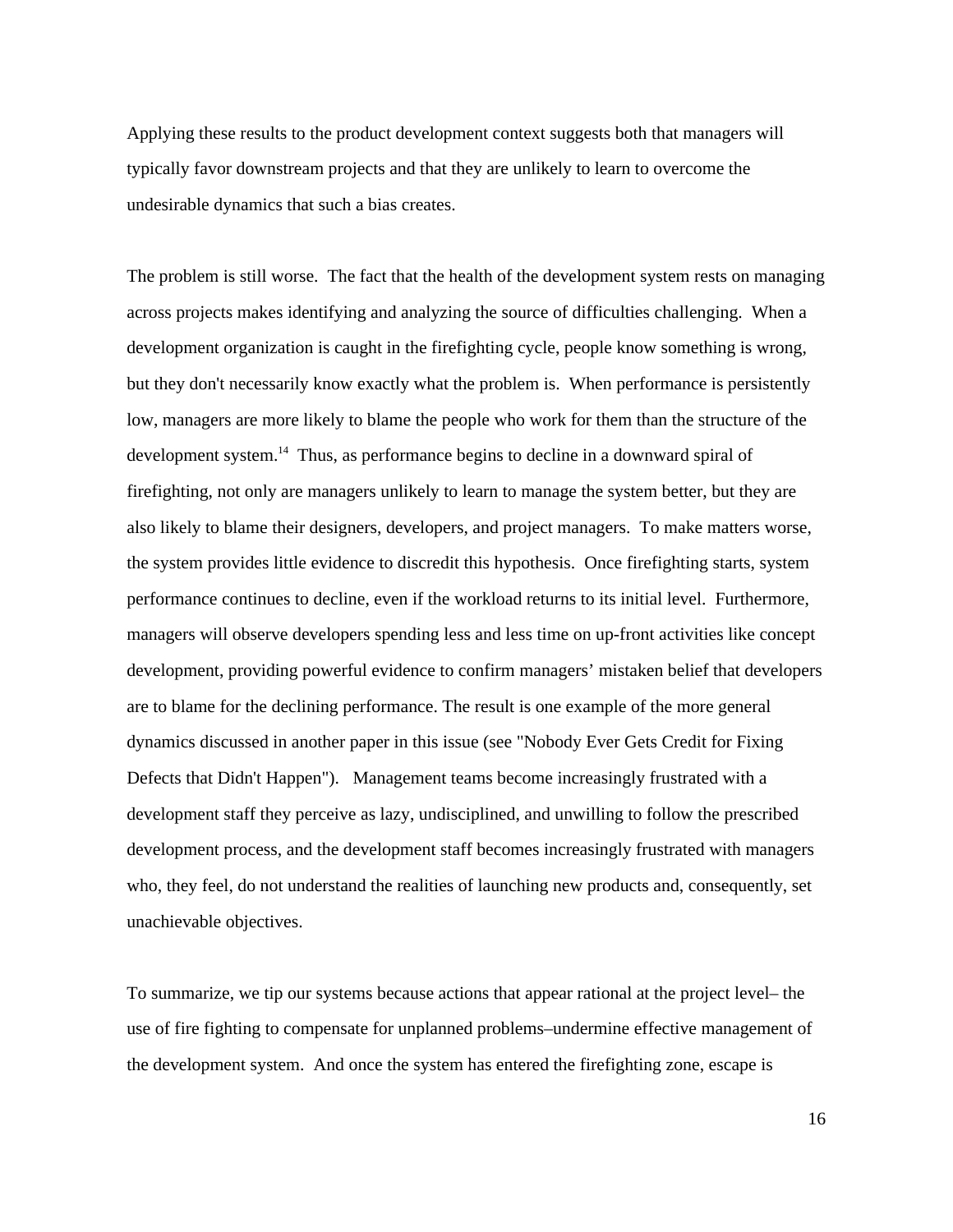Applying these results to the product development context suggests both that managers will typically favor downstream projects and that they are unlikely to learn to overcome the undesirable dynamics that such a bias creates.

The problem is still worse. The fact that the health of the development system rests on managing across projects makes identifying and analyzing the source of difficulties challenging. When a development organization is caught in the firefighting cycle, people know something is wrong, but they don't necessarily know exactly what the problem is. When performance is persistently low, managers are more likely to blame the people who work for them than the structure of the development system.[14] Thus, as performance begins to decline in a downward spiral of firefighting, not only are managers unlikely to learn to manage the system better, but they are also likely to blame their designers, developers, and project managers. To make matters worse, the system provides little evidence to discredit this hypothesis. Once firefighting starts, system performance continues to decline, even if the workload returns to its initial level. Furthermore, managers will observe developers spending less and less time on up-front activities like concept development, providing powerful evidence to confirm managers' mistaken belief that developers are to blame for the declining performance. The result is one example of the more general dynamics discussed in another paper in this issue (see "Nobody Ever Gets Credit for Fixing Defects that Didn't Happen"). Management teams become increasingly frustrated with a development staff they perceive as lazy, undisciplined, and unwilling to follow the prescribed development process, and the development staff becomes increasingly frustrated with managers who, they feel, do not understand the realities of launching new products and, consequently, set unachievable objectives.

To summarize, we tip our systems because actions that appear rational at the project level– the use of fire fighting to compensate for unplanned problems–undermine effective management of the development system. And once the system has entered the firefighting zone, escape is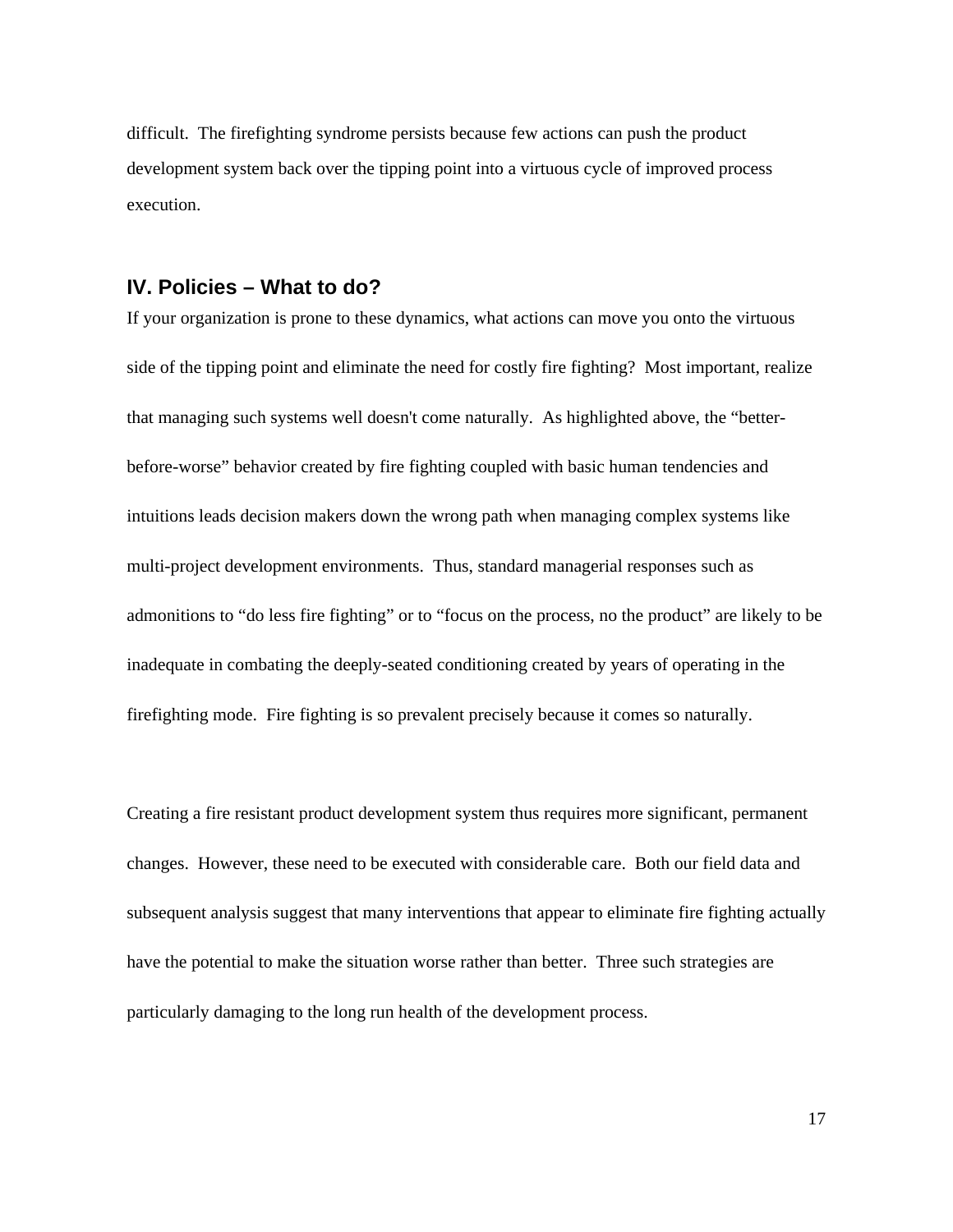difficult. The firefighting syndrome persists because few actions can push the product development system back over the tipping point into a virtuous cycle of improved process execution.

## IV. Policies – What to do?

If your organization is prone to these dynamics, what actions can move you onto the virtuous side of the tipping point and eliminate the need for costly fire fighting? Most important, realize that managing such systems well doesn't come naturally. As highlighted above, the "better-before-worse" behavior created by fire fighting coupled with basic human tendencies and intuitions leads decision makers down the wrong path when managing complex systems like multi-project development environments. Thus, standard managerial responses such as admonitions to "do less fire fighting" or to "focus on the process, no the product" are likely to be inadequate in combating the deeply-seated conditioning created by years of operating in the firefighting mode. Fire fighting is so prevalent precisely because it comes so naturally.

Creating a fire resistant product development system thus requires more significant, permanent changes. However, these need to be executed with considerable care. Both our field data and subsequent analysis suggest that many interventions that appear to eliminate fire fighting actually have the potential to make the situation worse rather than better. Three such strategies are particularly damaging to the long run health of the development process.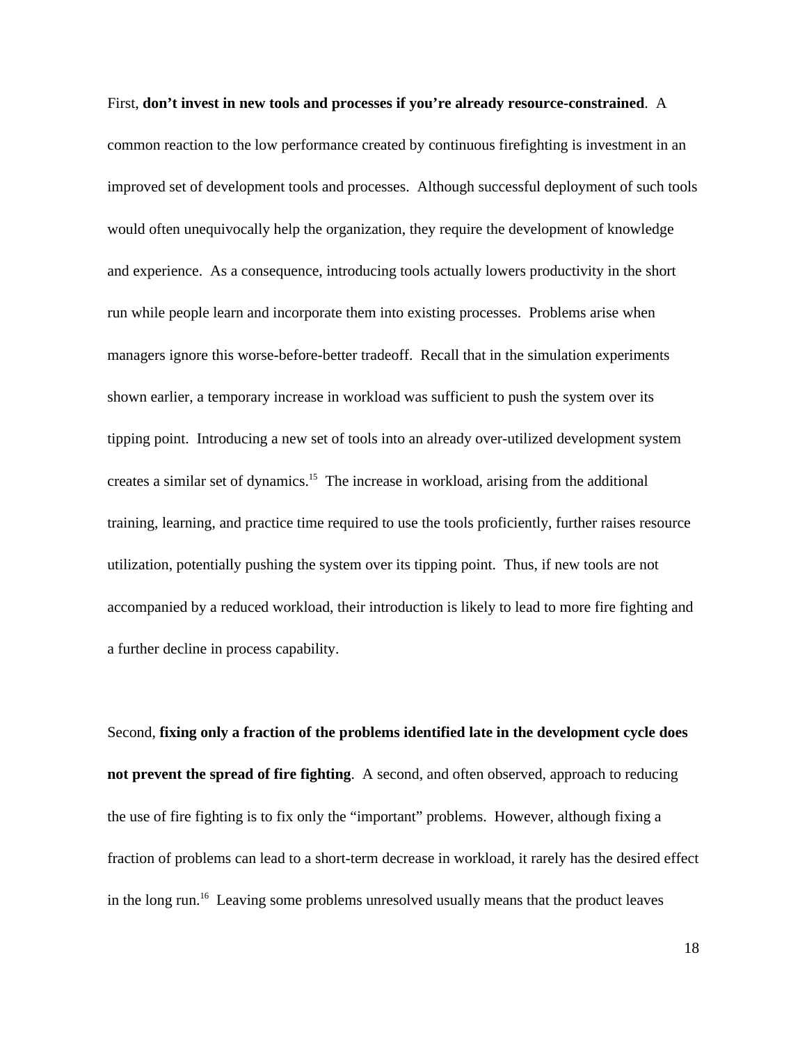First, **don't invest in new tools and processes if you're already resource-constrained**. A common reaction to the low performance created by continuous firefighting is investment in an improved set of development tools and processes. Although successful deployment of such tools would often unequivocally help the organization, they require the development of knowledge and experience. As a consequence, introducing tools actually lowers productivity in the short run while people learn and incorporate them into existing processes. Problems arise when managers ignore this worse-before-better tradeoff. Recall that in the simulation experiments shown earlier, a temporary increase in workload was sufficient to push the system over its tipping point. Introducing a new set of tools into an already over-utilized development system creates a similar set of dynamics.[15] The increase in workload, arising from the additional training, learning, and practice time required to use the tools proficiently, further raises resource utilization, potentially pushing the system over its tipping point. Thus, if new tools are not accompanied by a reduced workload, their introduction is likely to lead to more fire fighting and a further decline in process capability.

Second, **fixing only a fraction of the problems identified late in the development cycle does not prevent the spread of fire fighting**. A second, and often observed, approach to reducing the use of fire fighting is to fix only the "important" problems. However, although fixing a fraction of problems can lead to a short-term decrease in workload, it rarely has the desired effect in the long run.[16] Leaving some problems unresolved usually means that the product leaves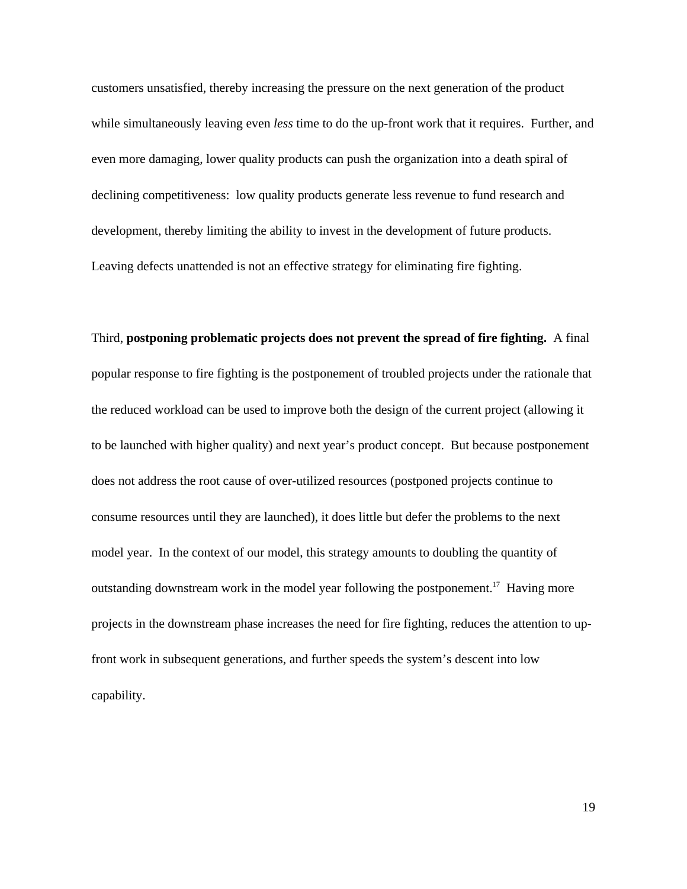customers unsatisfied, thereby increasing the pressure on the next generation of the product while simultaneously leaving even *less* time to do the up-front work that it requires. Further, and even more damaging, lower quality products can push the organization into a death spiral of declining competitiveness: low quality products generate less revenue to fund research and development, thereby limiting the ability to invest in the development of future products. Leaving defects unattended is not an effective strategy for eliminating fire fighting.

Third, **postponing problematic projects does not prevent the spread of fire fighting.** A final popular response to fire fighting is the postponement of troubled projects under the rationale that the reduced workload can be used to improve both the design of the current project (allowing it to be launched with higher quality) and next year's product concept. But because postponement does not address the root cause of over-utilized resources (postponed projects continue to consume resources until they are launched), it does little but defer the problems to the next model year. In the context of our model, this strategy amounts to doubling the quantity of outstanding downstream work in the model year following the postponement.[17] Having more projects in the downstream phase increases the need for fire fighting, reduces the attention to up-front work in subsequent generations, and further speeds the system's descent into low capability.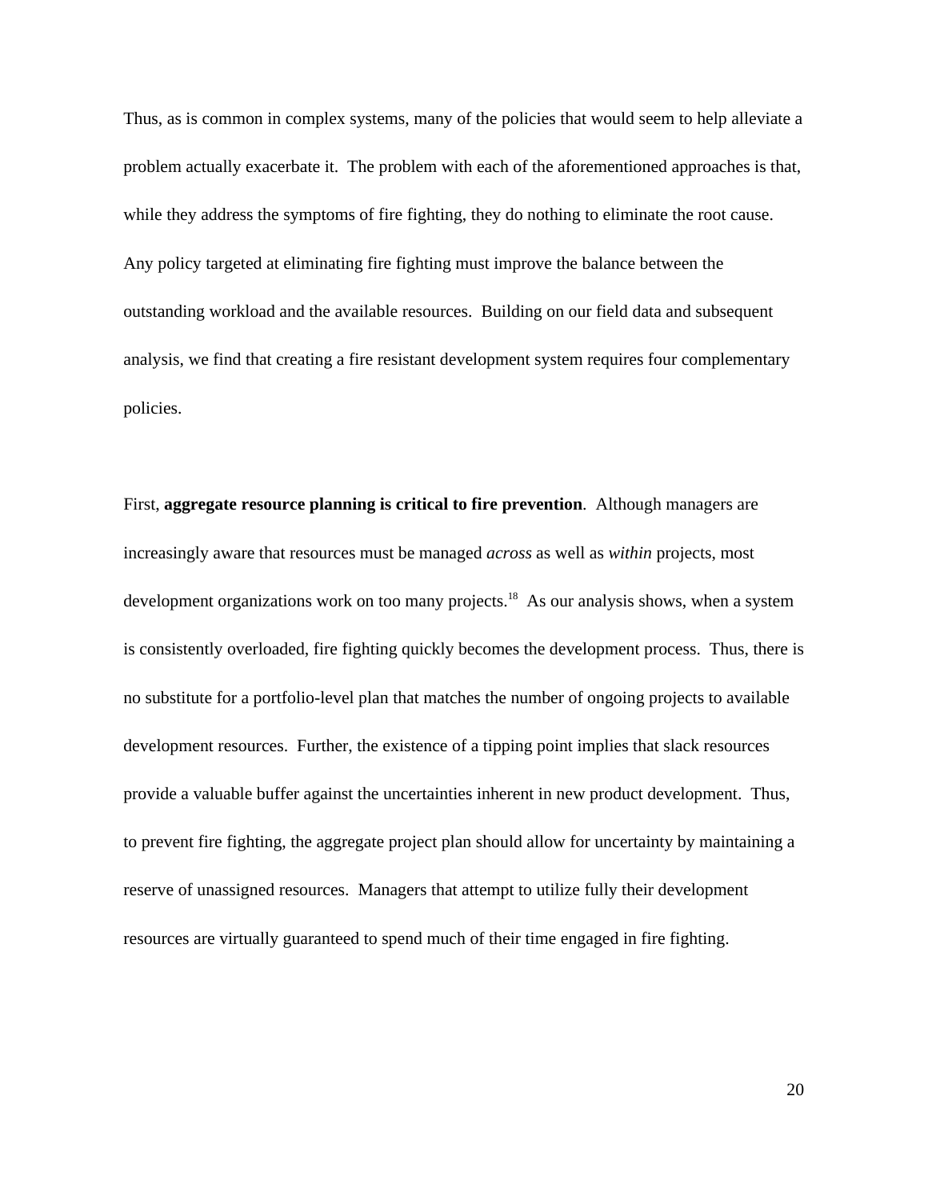Thus, as is common in complex systems, many of the policies that would seem to help alleviate a problem actually exacerbate it. The problem with each of the aforementioned approaches is that, while they address the symptoms of fire fighting, they do nothing to eliminate the root cause. Any policy targeted at eliminating fire fighting must improve the balance between the outstanding workload and the available resources. Building on our field data and subsequent analysis, we find that creating a fire resistant development system requires four complementary policies.

First, **aggregate resource planning is critical to fire prevention**. Although managers are increasingly aware that resources must be managed *across* as well as *within* projects, most development organizations work on too many projects.[18] As our analysis shows, when a system is consistently overloaded, fire fighting quickly becomes the development process. Thus, there is no substitute for a portfolio-level plan that matches the number of ongoing projects to available development resources. Further, the existence of a tipping point implies that slack resources provide a valuable buffer against the uncertainties inherent in new product development. Thus, to prevent fire fighting, the aggregate project plan should allow for uncertainty by maintaining a reserve of unassigned resources. Managers that attempt to utilize fully their development resources are virtually guaranteed to spend much of their time engaged in fire fighting.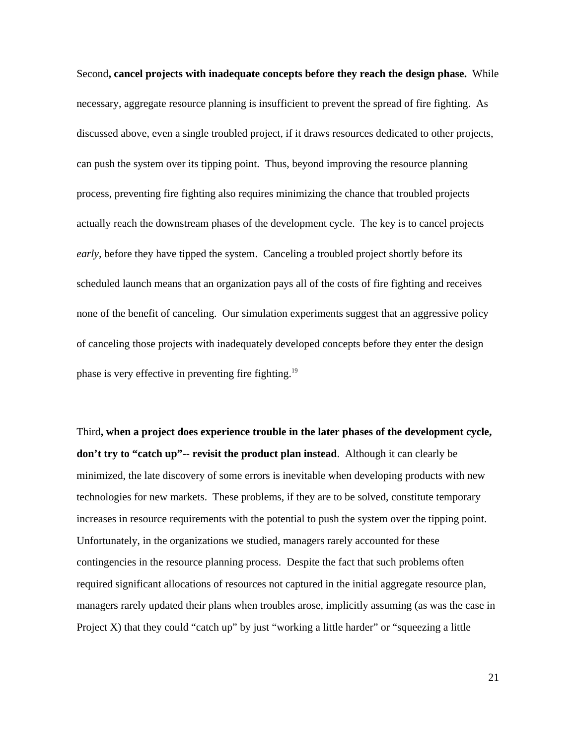Second**, cancel projects with inadequate concepts before they reach the design phase.** While necessary, aggregate resource planning is insufficient to prevent the spread of fire fighting. As discussed above, even a single troubled project, if it draws resources dedicated to other projects, can push the system over its tipping point. Thus, beyond improving the resource planning process, preventing fire fighting also requires minimizing the chance that troubled projects actually reach the downstream phases of the development cycle. The key is to cancel projects *early,* before they have tipped the system. Canceling a troubled project shortly before its scheduled launch means that an organization pays all of the costs of fire fighting and receives none of the benefit of canceling. Our simulation experiments suggest that an aggressive policy of canceling those projects with inadequately developed concepts before they enter the design phase is very effective in preventing fire fighting.[19]

Third**, when a project does experience trouble in the later phases of the development cycle, don't try to "catch up"-- revisit the product plan instead**. Although it can clearly be minimized, the late discovery of some errors is inevitable when developing products with new technologies for new markets. These problems, if they are to be solved, constitute temporary increases in resource requirements with the potential to push the system over the tipping point. Unfortunately, in the organizations we studied, managers rarely accounted for these contingencies in the resource planning process. Despite the fact that such problems often required significant allocations of resources not captured in the initial aggregate resource plan, managers rarely updated their plans when troubles arose, implicitly assuming (as was the case in Project X) that they could "catch up" by just "working a little harder" or "squeezing a little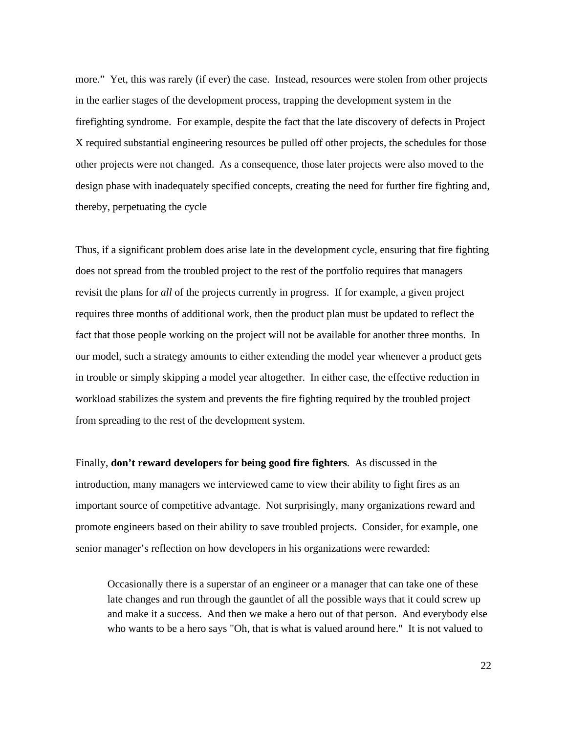more." Yet, this was rarely (if ever) the case. Instead, resources were stolen from other projects in the earlier stages of the development process, trapping the development system in the firefighting syndrome. For example, despite the fact that the late discovery of defects in Project X required substantial engineering resources be pulled off other projects, the schedules for those other projects were not changed. As a consequence, those later projects were also moved to the design phase with inadequately specified concepts, creating the need for further fire fighting and, thereby, perpetuating the cycle

Thus, if a significant problem does arise late in the development cycle, ensuring that fire fighting does not spread from the troubled project to the rest of the portfolio requires that managers revisit the plans for *all* of the projects currently in progress. If for example, a given project requires three months of additional work, then the product plan must be updated to reflect the fact that those people working on the project will not be available for another three months. In our model, such a strategy amounts to either extending the model year whenever a product gets in trouble or simply skipping a model year altogether. In either case, the effective reduction in workload stabilizes the system and prevents the fire fighting required by the troubled project from spreading to the rest of the development system.

Finally, **don't reward developers for being good fire fighters**. As discussed in the introduction, many managers we interviewed came to view their ability to fight fires as an important source of competitive advantage. Not surprisingly, many organizations reward and promote engineers based on their ability to save troubled projects. Consider, for example, one senior manager's reflection on how developers in his organizations were rewarded:

> Occasionally there is a superstar of an engineer or a manager that can take one of these late changes and run through the gauntlet of all the possible ways that it could screw up and make it a success. And then we make a hero out of that person. And everybody else who wants to be a hero says "Oh, that is what is valued around here." It is not valued to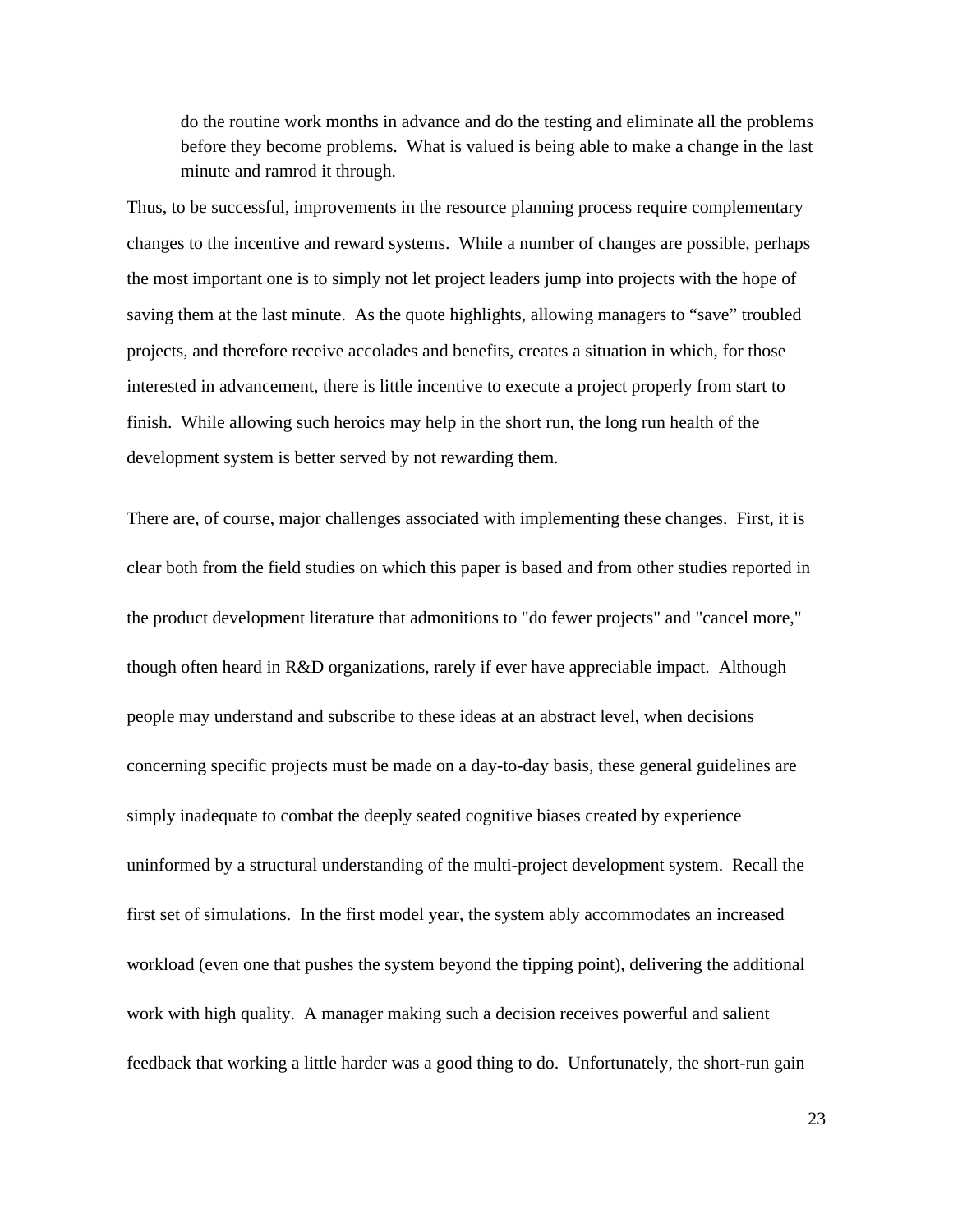> do the routine work months in advance and do the testing and eliminate all the problems before they become problems. What is valued is being able to make a change in the last minute and ramrod it through.

Thus, to be successful, improvements in the resource planning process require complementary changes to the incentive and reward systems. While a number of changes are possible, perhaps the most important one is to simply not let project leaders jump into projects with the hope of saving them at the last minute. As the quote highlights, allowing managers to "save" troubled projects, and therefore receive accolades and benefits, creates a situation in which, for those interested in advancement, there is little incentive to execute a project properly from start to finish. While allowing such heroics may help in the short run, the long run health of the development system is better served by not rewarding them.

There are, of course, major challenges associated with implementing these changes. First, it is clear both from the field studies on which this paper is based and from other studies reported in the product development literature that admonitions to "do fewer projects" and "cancel more," though often heard in R&D organizations, rarely if ever have appreciable impact. Although people may understand and subscribe to these ideas at an abstract level, when decisions concerning specific projects must be made on a day-to-day basis, these general guidelines are simply inadequate to combat the deeply seated cognitive biases created by experience uninformed by a structural understanding of the multi-project development system. Recall the first set of simulations. In the first model year, the system ably accommodates an increased workload (even one that pushes the system beyond the tipping point), delivering the additional work with high quality. A manager making such a decision receives powerful and salient feedback that working a little harder was a good thing to do. Unfortunately, the short-run gain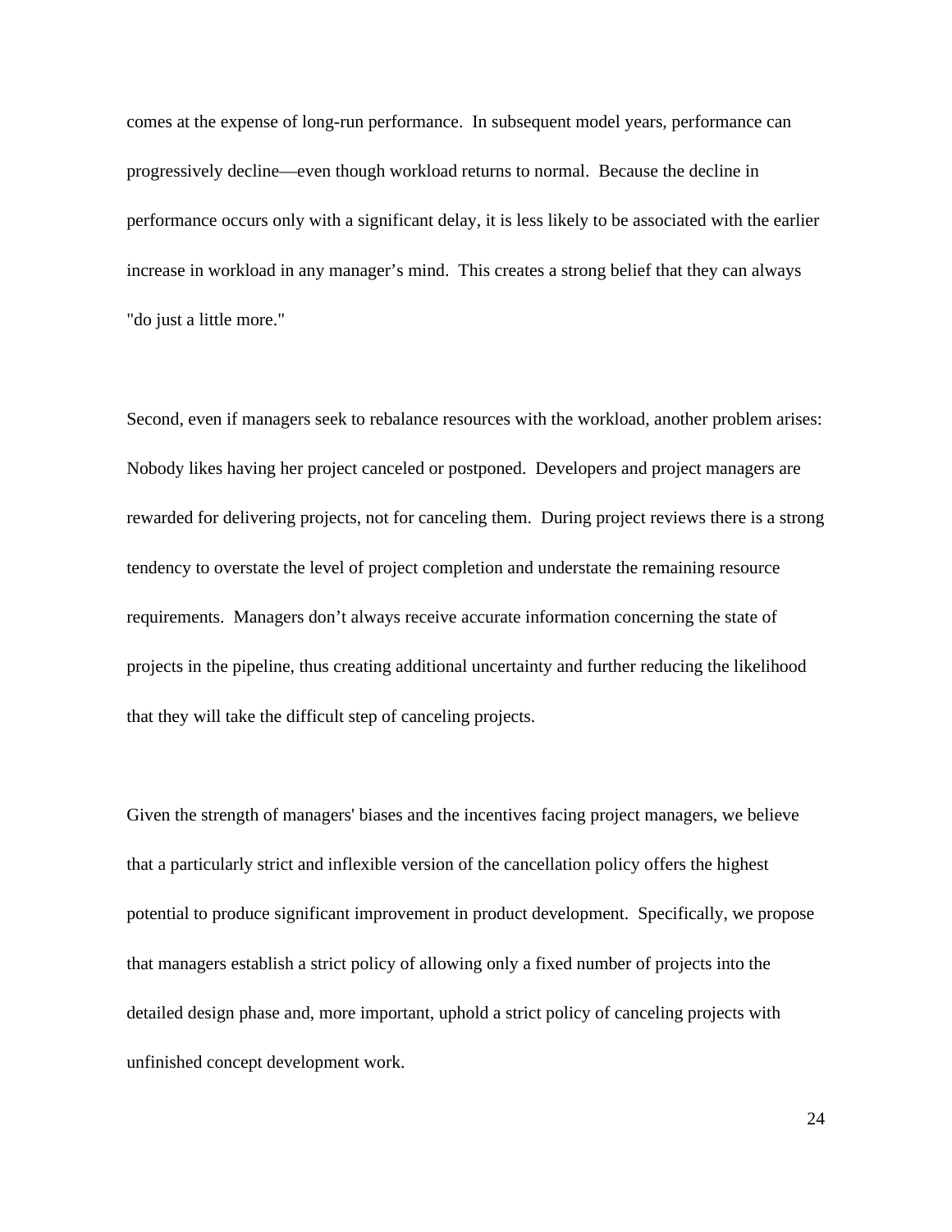comes at the expense of long-run performance. In subsequent model years, performance can progressively decline—even though workload returns to normal. Because the decline in performance occurs only with a significant delay, it is less likely to be associated with the earlier increase in workload in any manager's mind. This creates a strong belief that they can always "do just a little more."

Second, even if managers seek to rebalance resources with the workload, another problem arises: Nobody likes having her project canceled or postponed. Developers and project managers are rewarded for delivering projects, not for canceling them. During project reviews there is a strong tendency to overstate the level of project completion and understate the remaining resource requirements. Managers don't always receive accurate information concerning the state of projects in the pipeline, thus creating additional uncertainty and further reducing the likelihood that they will take the difficult step of canceling projects.

Given the strength of managers' biases and the incentives facing project managers, we believe that a particularly strict and inflexible version of the cancellation policy offers the highest potential to produce significant improvement in product development. Specifically, we propose that managers establish a strict policy of allowing only a fixed number of projects into the detailed design phase and, more important, uphold a strict policy of canceling projects with unfinished concept development work.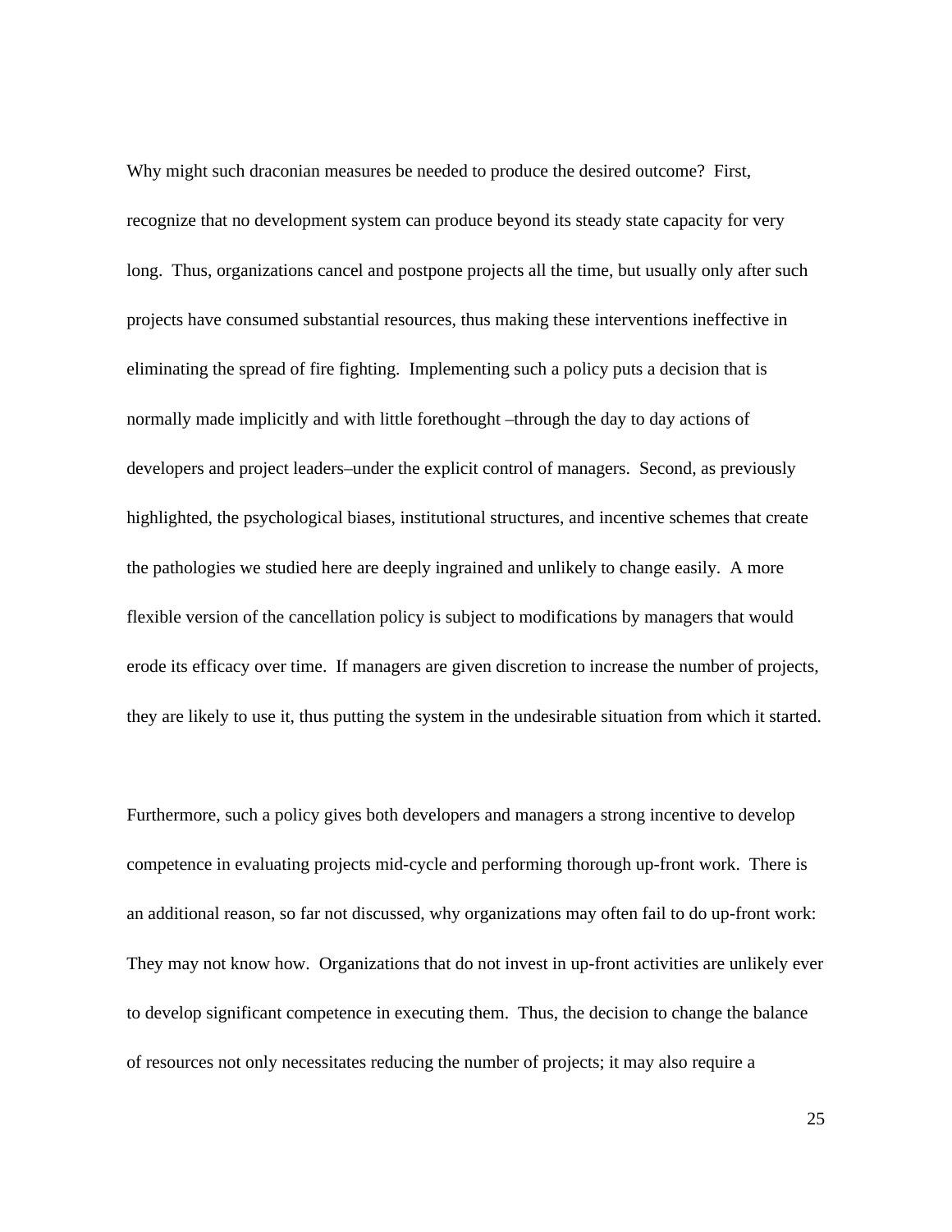Why might such draconian measures be needed to produce the desired outcome? First, recognize that no development system can produce beyond its steady state capacity for very long. Thus, organizations cancel and postpone projects all the time, but usually only after such projects have consumed substantial resources, thus making these interventions ineffective in eliminating the spread of fire fighting. Implementing such a policy puts a decision that is normally made implicitly and with little forethought –through the day to day actions of developers and project leaders–under the explicit control of managers. Second, as previously highlighted, the psychological biases, institutional structures, and incentive schemes that create the pathologies we studied here are deeply ingrained and unlikely to change easily. A more flexible version of the cancellation policy is subject to modifications by managers that would erode its efficacy over time. If managers are given discretion to increase the number of projects, they are likely to use it, thus putting the system in the undesirable situation from which it started.

Furthermore, such a policy gives both developers and managers a strong incentive to develop competence in evaluating projects mid-cycle and performing thorough up-front work. There is an additional reason, so far not discussed, why organizations may often fail to do up-front work: They may not know how. Organizations that do not invest in up-front activities are unlikely ever to develop significant competence in executing them. Thus, the decision to change the balance of resources not only necessitates reducing the number of projects; it may also require a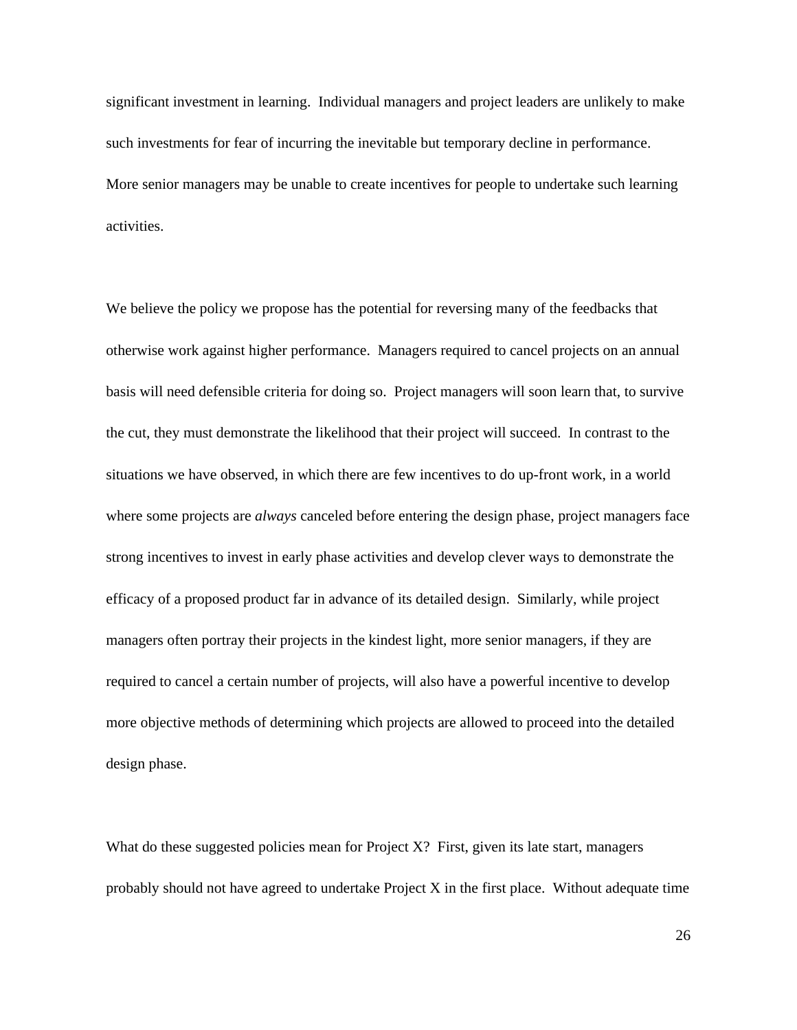significant investment in learning. Individual managers and project leaders are unlikely to make such investments for fear of incurring the inevitable but temporary decline in performance. More senior managers may be unable to create incentives for people to undertake such learning activities.

We believe the policy we propose has the potential for reversing many of the feedbacks that otherwise work against higher performance. Managers required to cancel projects on an annual basis will need defensible criteria for doing so. Project managers will soon learn that, to survive the cut, they must demonstrate the likelihood that their project will succeed. In contrast to the situations we have observed, in which there are few incentives to do up-front work, in a world where some projects are *always* canceled before entering the design phase, project managers face strong incentives to invest in early phase activities and develop clever ways to demonstrate the efficacy of a proposed product far in advance of its detailed design. Similarly, while project managers often portray their projects in the kindest light, more senior managers, if they are required to cancel a certain number of projects, will also have a powerful incentive to develop more objective methods of determining which projects are allowed to proceed into the detailed design phase.

What do these suggested policies mean for Project X? First, given its late start, managers probably should not have agreed to undertake Project X in the first place. Without adequate time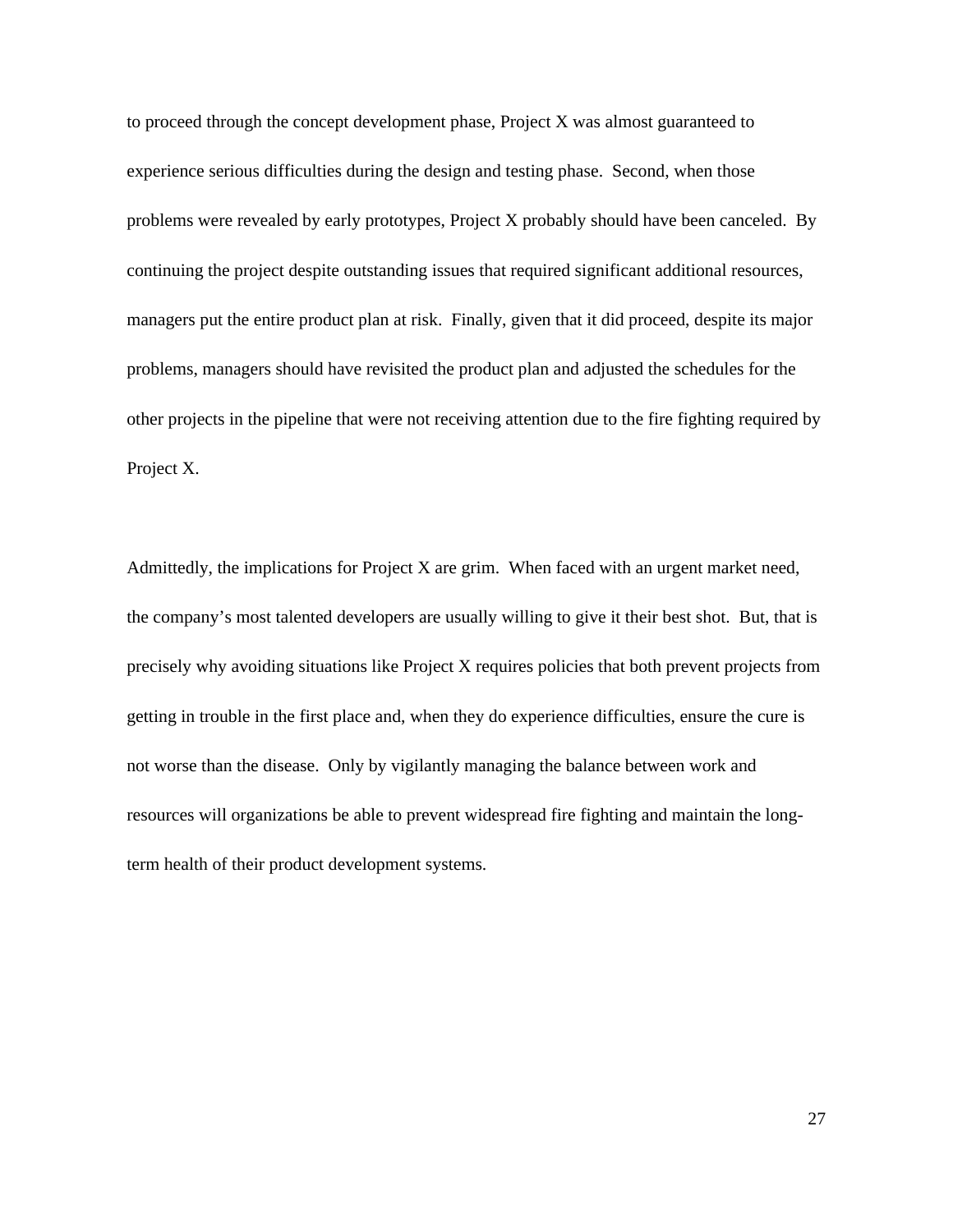to proceed through the concept development phase, Project X was almost guaranteed to experience serious difficulties during the design and testing phase. Second, when those problems were revealed by early prototypes, Project X probably should have been canceled. By continuing the project despite outstanding issues that required significant additional resources, managers put the entire product plan at risk. Finally, given that it did proceed, despite its major problems, managers should have revisited the product plan and adjusted the schedules for the other projects in the pipeline that were not receiving attention due to the fire fighting required by Project X.

Admittedly, the implications for Project X are grim. When faced with an urgent market need, the company's most talented developers are usually willing to give it their best shot. But, that is precisely why avoiding situations like Project X requires policies that both prevent projects from getting in trouble in the first place and, when they do experience difficulties, ensure the cure is not worse than the disease. Only by vigilantly managing the balance between work and resources will organizations be able to prevent widespread fire fighting and maintain the long-term health of their product development systems.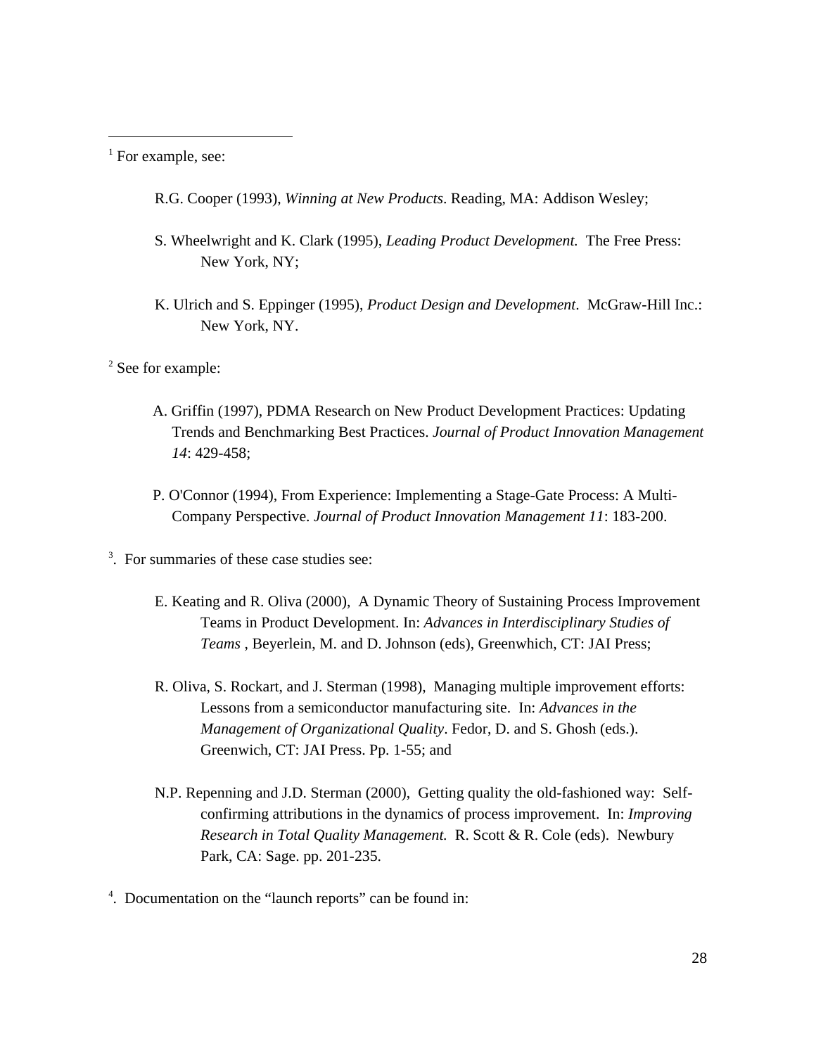[1] For example, see:

R.G. Cooper (1993), *Winning at New Products*. Reading, MA: Addison Wesley;

S. Wheelwright and K. Clark (1995), *Leading Product Development.* The Free Press: New York, NY;

K. Ulrich and S. Eppinger (1995), *Product Design and Development*. McGraw-Hill Inc.: New York, NY.

[2] See for example:

A. Griffin (1997), PDMA Research on New Product Development Practices: Updating Trends and Benchmarking Best Practices. *Journal of Product Innovation Management 14*: 429-458;

P. O'Connor (1994), From Experience: Implementing a Stage-Gate Process: A Multi-Company Perspective. *Journal of Product Innovation Management 11*: 183-200.

[3]. For summaries of these case studies see:

E. Keating and R. Oliva (2000), A Dynamic Theory of Sustaining Process Improvement Teams in Product Development. In: *Advances in Interdisciplinary Studies of Teams* , Beyerlein, M. and D. Johnson (eds), Greenwhich, CT: JAI Press;

R. Oliva, S. Rockart, and J. Sterman (1998), Managing multiple improvement efforts: Lessons from a semiconductor manufacturing site. In: *Advances in the Management of Organizational Quality*. Fedor, D. and S. Ghosh (eds.). Greenwich, CT: JAI Press. Pp. 1-55; and

N.P. Repenning and J.D. Sterman (2000), Getting quality the old-fashioned way: Self-confirming attributions in the dynamics of process improvement. In: *Improving Research in Total Quality Management.* R. Scott & R. Cole (eds). Newbury Park, CA: Sage. pp. 201-235.

[4]. Documentation on the "launch reports" can be found in: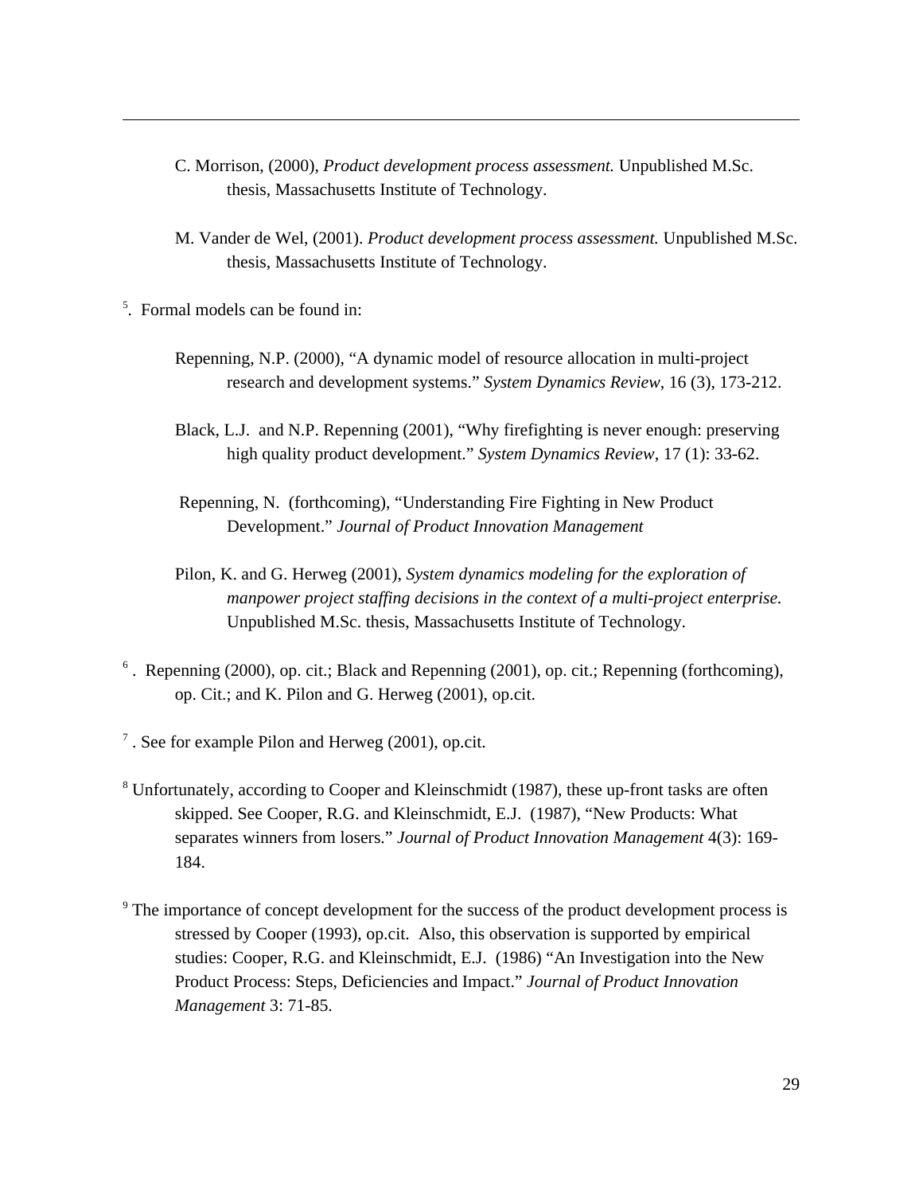C. Morrison, (2000), *Product development process assessment.* Unpublished M.Sc. thesis, Massachusetts Institute of Technology.

M. Vander de Wel, (2001). *Product development process assessment.* Unpublished M.Sc. thesis, Massachusetts Institute of Technology.

[5]. Formal models can be found in:

Repenning, N.P. (2000), "A dynamic model of resource allocation in multi-project research and development systems." *System Dynamics Review*, 16 (3), 173-212.

Black, L.J. and N.P. Repenning (2001), "Why firefighting is never enough: preserving high quality product development." *System Dynamics Review*, 17 (1): 33-62.

Repenning, N. (forthcoming), "Understanding Fire Fighting in New Product Development." *Journal of Product Innovation Management*

Pilon, K. and G. Herweg (2001), *System dynamics modeling for the exploration of manpower project staffing decisions in the context of a multi-project enterprise.* Unpublished M.Sc. thesis, Massachusetts Institute of Technology.

[6]. Repenning (2000), op. cit.; Black and Repenning (2001), op. cit.; Repenning (forthcoming), op. Cit.; and K. Pilon and G. Herweg (2001), op.cit.

[7]. See for example Pilon and Herweg (2001), op.cit.

[8] Unfortunately, according to Cooper and Kleinschmidt (1987), these up-front tasks are often skipped. See Cooper, R.G. and Kleinschmidt, E.J. (1987), "New Products: What separates winners from losers." *Journal of Product Innovation Management* 4(3): 169-184.

[9] The importance of concept development for the success of the product development process is stressed by Cooper (1993), op.cit. Also, this observation is supported by empirical studies: Cooper, R.G. and Kleinschmidt, E.J. (1986) "An Investigation into the New Product Process: Steps, Deficiencies and Impact." *Journal of Product Innovation Management* 3: 71-85.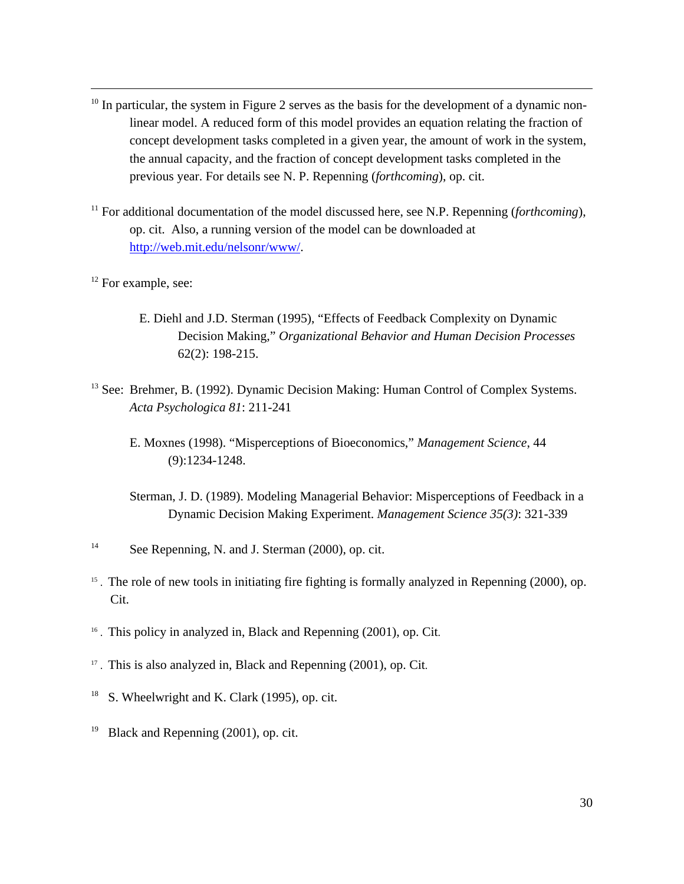[10] In particular, the system in Figure 2 serves as the basis for the development of a dynamic non-linear model. A reduced form of this model provides an equation relating the fraction of concept development tasks completed in a given year, the amount of work in the system, the annual capacity, and the fraction of concept development tasks completed in the previous year. For details see N. P. Repenning (*forthcoming*), op. cit.

[11] For additional documentation of the model discussed here, see N.P. Repenning (*forthcoming*), op. cit. Also, a running version of the model can be downloaded at http://web.mit.edu/nelsonr/www/.

[12] For example, see:

E. Diehl and J.D. Sterman (1995), "Effects of Feedback Complexity on Dynamic Decision Making," *Organizational Behavior and Human Decision Processes* 62(2): 198-215.

[13] See: Brehmer, B. (1992). Dynamic Decision Making: Human Control of Complex Systems. *Acta Psychologica 81*: 211-241

E. Moxnes (1998). "Misperceptions of Bioeconomics," *Management Science*, 44 (9):1234-1248.

Sterman, J. D. (1989). Modeling Managerial Behavior: Misperceptions of Feedback in a Dynamic Decision Making Experiment. *Management Science 35(3)*: 321-339

[14] See Repenning, N. and J. Sterman (2000), op. cit.

[15]. The role of new tools in initiating fire fighting is formally analyzed in Repenning (2000), op. Cit.

[16]. This policy in analyzed in, Black and Repenning (2001), op. Cit.

[17]. This is also analyzed in, Black and Repenning (2001), op. Cit.

[18] S. Wheelwright and K. Clark (1995), op. cit.

[19] Black and Repenning (2001), op. cit.